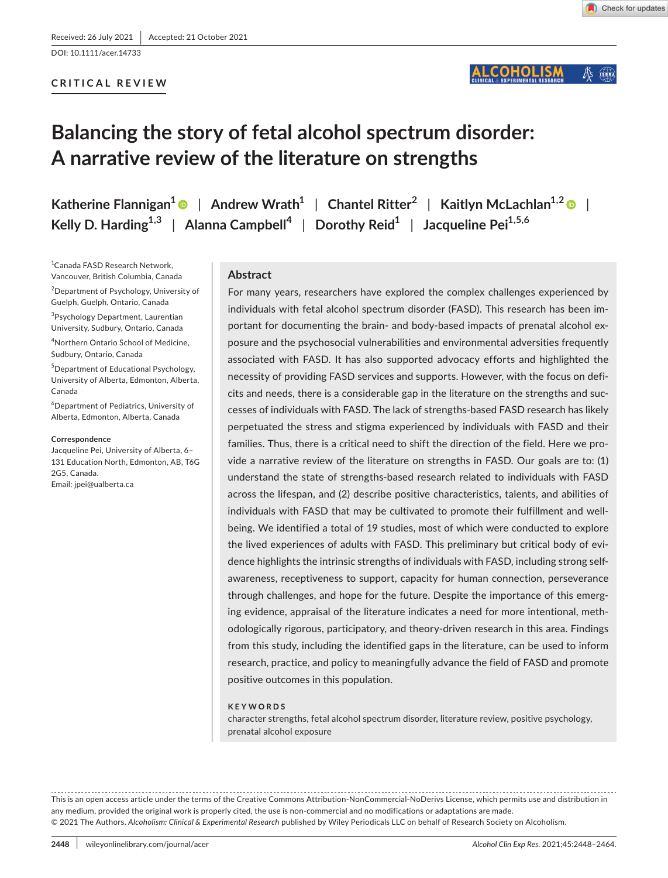Received: 26 July 2021 | Accepted: 21 October 2021

DOI: 10.1111/acer.14733

CRITICAL REVIEW

# Balancing the story of fetal alcohol spectrum disorder: A narrative review of the literature on strengths

Katherine Flannigan[1] | Andrew Wrath[1] | Chantel Ritter[2] | Kaitlyn McLachlan[1,2] | Kelly D. Harding[1,3] | Alanna Campbell[4] | Dorothy Reid[1] | Jacqueline Pei[1,5,6]

[1]Canada FASD Research Network, Vancouver, British Columbia, Canada

[2]Department of Psychology, University of Guelph, Guelph, Ontario, Canada

[3]Psychology Department, Laurentian University, Sudbury, Ontario, Canada

[4]Northern Ontario School of Medicine, Sudbury, Ontario, Canada

[5]Department of Educational Psychology, University of Alberta, Edmonton, Alberta, Canada

[6]Department of Pediatrics, University of Alberta, Edmonton, Alberta, Canada

**Correspondence**
Jacqueline Pei, University of Alberta, 6–131 Education North, Edmonton, AB, T6G 2G5, Canada.
Email: jpei@ualberta.ca

## Abstract

For many years, researchers have explored the complex challenges experienced by individuals with fetal alcohol spectrum disorder (FASD). This research has been important for documenting the brain- and body-based impacts of prenatal alcohol exposure and the psychosocial vulnerabilities and environmental adversities frequently associated with FASD. It has also supported advocacy efforts and highlighted the necessity of providing FASD services and supports. However, with the focus on deficits and needs, there is a considerable gap in the literature on the strengths and successes of individuals with FASD. The lack of strengths-based FASD research has likely perpetuated the stress and stigma experienced by individuals with FASD and their families. Thus, there is a critical need to shift the direction of the field. Here we provide a narrative review of the literature on strengths in FASD. Our goals are to: (1) understand the state of strengths-based research related to individuals with FASD across the lifespan, and (2) describe positive characteristics, talents, and abilities of individuals with FASD that may be cultivated to promote their fulfillment and well-being. We identified a total of 19 studies, most of which were conducted to explore the lived experiences of adults with FASD. This preliminary but critical body of evidence highlights the intrinsic strengths of individuals with FASD, including strong self-awareness, receptiveness to support, capacity for human connection, perseverance through challenges, and hope for the future. Despite the importance of this emerging evidence, appraisal of the literature indicates a need for more intentional, methodologically rigorous, participatory, and theory-driven research in this area. Findings from this study, including the identified gaps in the literature, can be used to inform research, practice, and policy to meaningfully advance the field of FASD and promote positive outcomes in this population.

**KEYWORDS**
character strengths, fetal alcohol spectrum disorder, literature review, positive psychology, prenatal alcohol exposure

This is an open access article under the terms of the Creative Commons Attribution-NonCommercial-NoDerivs License, which permits use and distribution in any medium, provided the original work is properly cited, the use is non-commercial and no modifications or adaptations are made.
© 2021 The Authors. *Alcoholism: Clinical & Experimental Research* published by Wiley Periodicals LLC on behalf of Research Society on Alcoholism.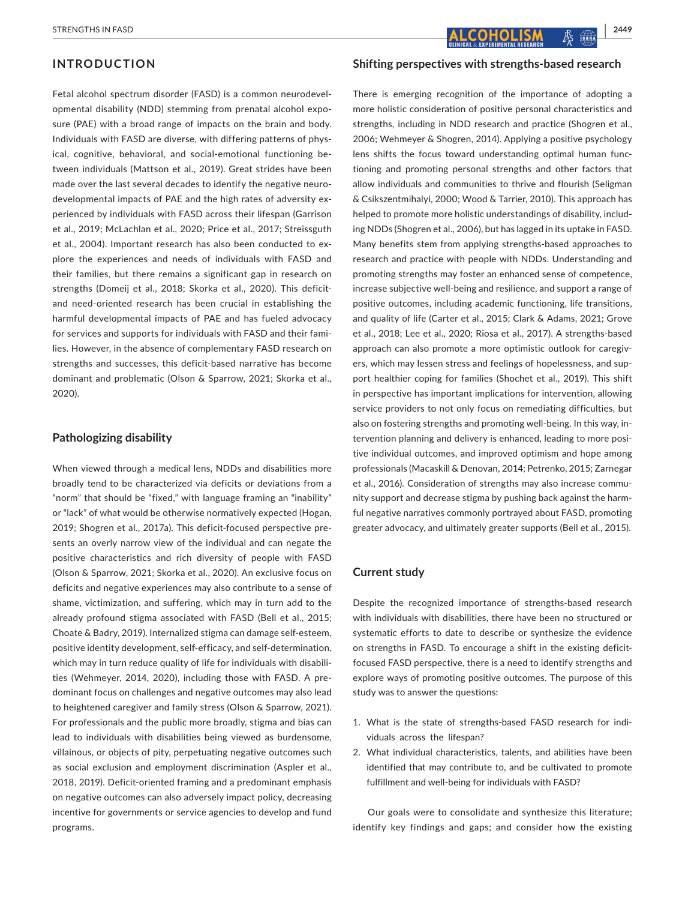## INTRODUCTION

Fetal alcohol spectrum disorder (FASD) is a common neurodevelopmental disability (NDD) stemming from prenatal alcohol exposure (PAE) with a broad range of impacts on the brain and body. Individuals with FASD are diverse, with differing patterns of physical, cognitive, behavioral, and social-emotional functioning between individuals (Mattson et al., 2019). Great strides have been made over the last several decades to identify the negative neurodevelopmental impacts of PAE and the high rates of adversity experienced by individuals with FASD across their lifespan (Garrison et al., 2019; McLachlan et al., 2020; Price et al., 2017; Streissguth et al., 2004). Important research has also been conducted to explore the experiences and needs of individuals with FASD and their families, but there remains a significant gap in research on strengths (Domeij et al., 2018; Skorka et al., 2020). This deficit- and need-oriented research has been crucial in establishing the harmful developmental impacts of PAE and has fueled advocacy for services and supports for individuals with FASD and their families. However, in the absence of complementary FASD research on strengths and successes, this deficit-based narrative has become dominant and problematic (Olson & Sparrow, 2021; Skorka et al., 2020).

### Pathologizing disability

When viewed through a medical lens, NDDs and disabilities more broadly tend to be characterized via deficits or deviations from a "norm" that should be "fixed," with language framing an "inability" or "lack" of what would be otherwise normatively expected (Hogan, 2019; Shogren et al., 2017a). This deficit-focused perspective presents an overly narrow view of the individual and can negate the positive characteristics and rich diversity of people with FASD (Olson & Sparrow, 2021; Skorka et al., 2020). An exclusive focus on deficits and negative experiences may also contribute to a sense of shame, victimization, and suffering, which may in turn add to the already profound stigma associated with FASD (Bell et al., 2015; Choate & Badry, 2019). Internalized stigma can damage self-esteem, positive identity development, self-efficacy, and self-determination, which may in turn reduce quality of life for individuals with disabilities (Wehmeyer, 2014, 2020), including those with FASD. A predominant focus on challenges and negative outcomes may also lead to heightened caregiver and family stress (Olson & Sparrow, 2021). For professionals and the public more broadly, stigma and bias can lead to individuals with disabilities being viewed as burdensome, villainous, or objects of pity, perpetuating negative outcomes such as social exclusion and employment discrimination (Aspler et al., 2018, 2019). Deficit-oriented framing and a predominant emphasis on negative outcomes can also adversely impact policy, decreasing incentive for governments or service agencies to develop and fund programs.

### Shifting perspectives with strengths-based research

There is emerging recognition of the importance of adopting a more holistic consideration of positive personal characteristics and strengths, including in NDD research and practice (Shogren et al., 2006; Wehmeyer & Shogren, 2014). Applying a positive psychology lens shifts the focus toward understanding optimal human functioning and promoting personal strengths and other factors that allow individuals and communities to thrive and flourish (Seligman & Csikszentmihalyi, 2000; Wood & Tarrier, 2010). This approach has helped to promote more holistic understandings of disability, including NDDs (Shogren et al., 2006), but has lagged in its uptake in FASD. Many benefits stem from applying strengths-based approaches to research and practice with people with NDDs. Understanding and promoting strengths may foster an enhanced sense of competence, increase subjective well-being and resilience, and support a range of positive outcomes, including academic functioning, life transitions, and quality of life (Carter et al., 2015; Clark & Adams, 2021; Grove et al., 2018; Lee et al., 2020; Riosa et al., 2017). A strengths-based approach can also promote a more optimistic outlook for caregivers, which may lessen stress and feelings of hopelessness, and support healthier coping for families (Shochet et al., 2019). This shift in perspective has important implications for intervention, allowing service providers to not only focus on remediating difficulties, but also on fostering strengths and promoting well-being. In this way, intervention planning and delivery is enhanced, leading to more positive individual outcomes, and improved optimism and hope among professionals (Macaskill & Denovan, 2014; Petrenko, 2015; Zarnegar et al., 2016). Consideration of strengths may also increase community support and decrease stigma by pushing back against the harmful negative narratives commonly portrayed about FASD, promoting greater advocacy, and ultimately greater supports (Bell et al., 2015).

### Current study

Despite the recognized importance of strengths-based research with individuals with disabilities, there have been no structured or systematic efforts to date to describe or synthesize the evidence on strengths in FASD. To encourage a shift in the existing deficit-focused FASD perspective, there is a need to identify strengths and explore ways of promoting positive outcomes. The purpose of this study was to answer the questions:

1. What is the state of strengths-based FASD research for individuals across the lifespan?
2. What individual characteristics, talents, and abilities have been identified that may contribute to, and be cultivated to promote fulfillment and well-being for individuals with FASD?

Our goals were to consolidate and synthesize this literature; identify key findings and gaps; and consider how the existing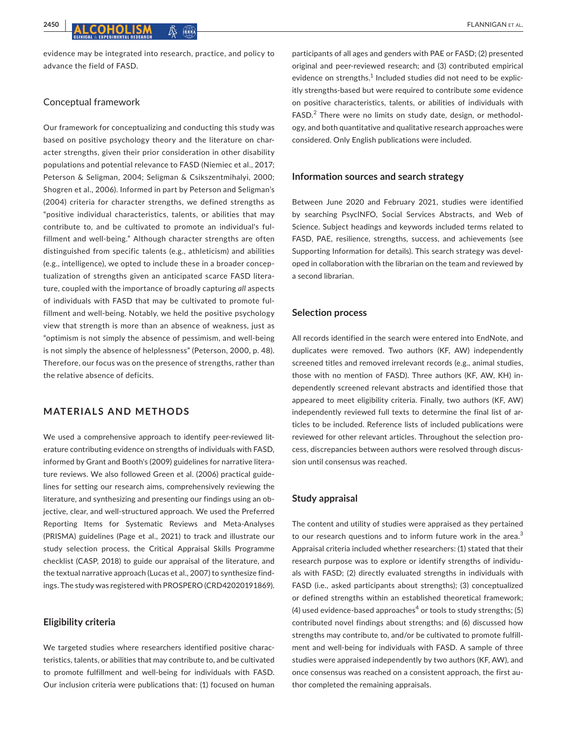evidence may be integrated into research, practice, and policy to advance the field of FASD.

### Conceptual framework

Our framework for conceptualizing and conducting this study was based on positive psychology theory and the literature on character strengths, given their prior consideration in other disability populations and potential relevance to FASD (Niemiec et al., 2017; Peterson & Seligman, 2004; Seligman & Csikszentmihalyi, 2000; Shogren et al., 2006). Informed in part by Peterson and Seligman's (2004) criteria for character strengths, we defined strengths as "positive individual characteristics, talents, or abilities that may contribute to, and be cultivated to promote an individual's fulfillment and well-being." Although character strengths are often distinguished from specific talents (e.g., athleticism) and abilities (e.g., intelligence), we opted to include these in a broader conceptualization of strengths given an anticipated scarce FASD literature, coupled with the importance of broadly capturing *all* aspects of individuals with FASD that may be cultivated to promote fulfillment and well-being. Notably, we held the positive psychology view that strength is more than an absence of weakness, just as "optimism is not simply the absence of pessimism, and well-being is not simply the absence of helplessness" (Peterson, 2000, p. 48). Therefore, our focus was on the presence of strengths, rather than the relative absence of deficits.

## MATERIALS AND METHODS

We used a comprehensive approach to identify peer-reviewed literature contributing evidence on strengths of individuals with FASD, informed by Grant and Booth's (2009) guidelines for narrative literature reviews. We also followed Green et al. (2006) practical guidelines for setting our research aims, comprehensively reviewing the literature, and synthesizing and presenting our findings using an objective, clear, and well-structured approach. We used the Preferred Reporting Items for Systematic Reviews and Meta-Analyses (PRISMA) guidelines (Page et al., 2021) to track and illustrate our study selection process, the Critical Appraisal Skills Programme checklist (CASP, 2018) to guide our appraisal of the literature, and the textual narrative approach (Lucas et al., 2007) to synthesize findings. The study was registered with PROSPERO (CRD42020191869).

### Eligibility criteria

We targeted studies where researchers identified positive characteristics, talents, or abilities that may contribute to, and be cultivated to promote fulfillment and well-being for individuals with FASD. Our inclusion criteria were publications that: (1) focused on human participants of all ages and genders with PAE or FASD; (2) presented original and peer-reviewed research; and (3) contributed empirical evidence on strengths.[1] Included studies did not need to be explicitly strengths-based but were required to contribute *some* evidence on positive characteristics, talents, or abilities of individuals with FASD.[2] There were no limits on study date, design, or methodology, and both quantitative and qualitative research approaches were considered. Only English publications were included.

### Information sources and search strategy

Between June 2020 and February 2021, studies were identified by searching PsycINFO, Social Services Abstracts, and Web of Science. Subject headings and keywords included terms related to FASD, PAE, resilience, strengths, success, and achievements (see Supporting Information for details). This search strategy was developed in collaboration with the librarian on the team and reviewed by a second librarian.

### Selection process

All records identified in the search were entered into EndNote, and duplicates were removed. Two authors (KF, AW) independently screened titles and removed irrelevant records (e.g., animal studies, those with no mention of FASD). Three authors (KF, AW, KH) independently screened relevant abstracts and identified those that appeared to meet eligibility criteria. Finally, two authors (KF, AW) independently reviewed full texts to determine the final list of articles to be included. Reference lists of included publications were reviewed for other relevant articles. Throughout the selection process, discrepancies between authors were resolved through discussion until consensus was reached.

### Study appraisal

The content and utility of studies were appraised as they pertained to our research questions and to inform future work in the area.[3] Appraisal criteria included whether researchers: (1) stated that their research purpose was to explore or identify strengths of individuals with FASD; (2) directly evaluated strengths in individuals with FASD (i.e., asked participants about strengths); (3) conceptualized or defined strengths within an established theoretical framework; (4) used evidence-based approaches[4] or tools to study strengths; (5) contributed novel findings about strengths; and (6) discussed how strengths may contribute to, and/or be cultivated to promote fulfillment and well-being for individuals with FASD. A sample of three studies were appraised independently by two authors (KF, AW), and once consensus was reached on a consistent approach, the first author completed the remaining appraisals.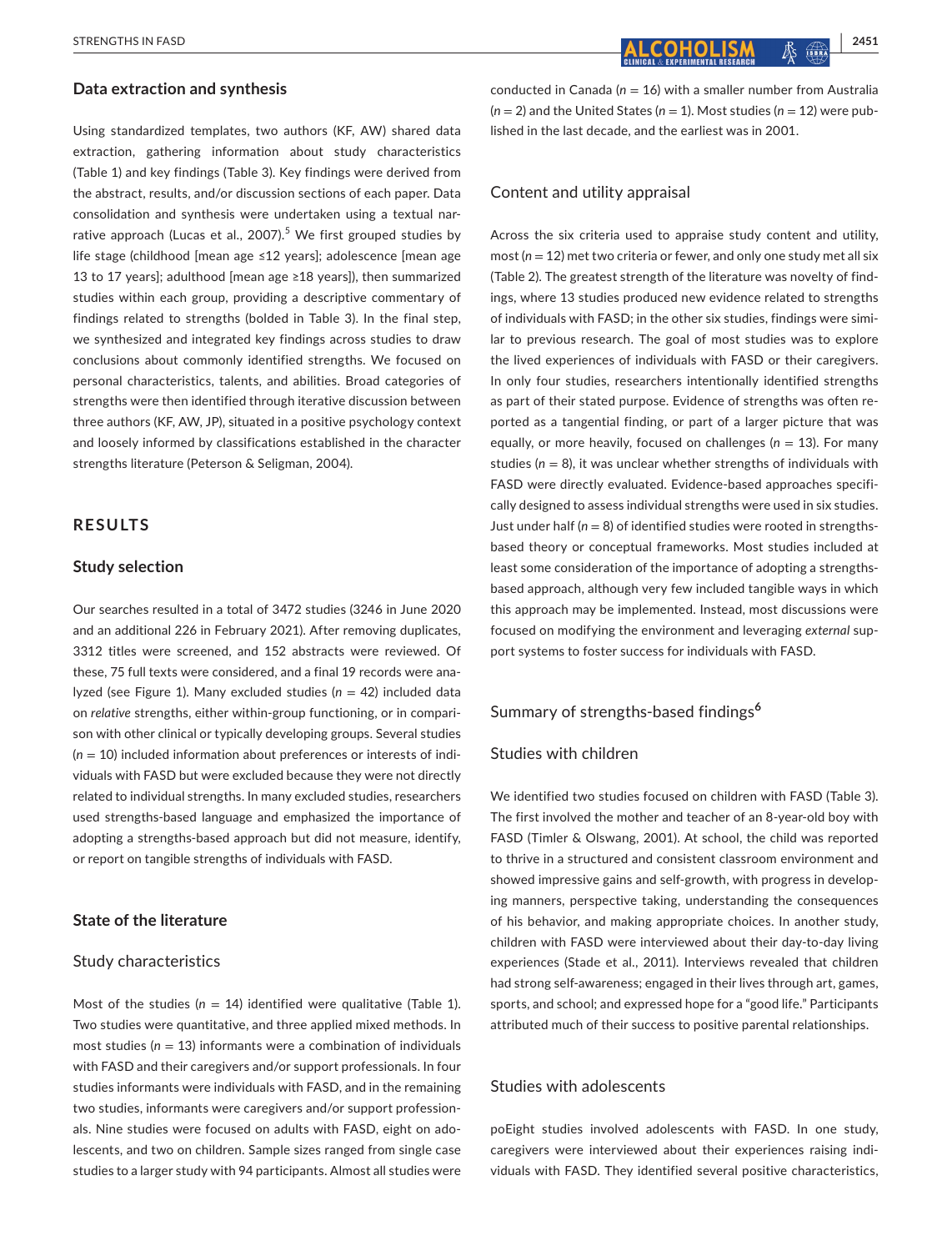## Data extraction and synthesis

Using standardized templates, two authors (KF, AW) shared data extraction, gathering information about study characteristics (Table 1) and key findings (Table 3). Key findings were derived from the abstract, results, and/or discussion sections of each paper. Data consolidation and synthesis were undertaken using a textual narrative approach (Lucas et al., 2007).[5] We first grouped studies by life stage (childhood [mean age ≤12 years]; adolescence [mean age 13 to 17 years]; adulthood [mean age ≥18 years]), then summarized studies within each group, providing a descriptive commentary of findings related to strengths (bolded in Table 3). In the final step, we synthesized and integrated key findings across studies to draw conclusions about commonly identified strengths. We focused on personal characteristics, talents, and abilities. Broad categories of strengths were then identified through iterative discussion between three authors (KF, AW, JP), situated in a positive psychology context and loosely informed by classifications established in the character strengths literature (Peterson & Seligman, 2004).

# RESULTS

## Study selection

Our searches resulted in a total of 3472 studies (3246 in June 2020 and an additional 226 in February 2021). After removing duplicates, 3312 titles were screened, and 152 abstracts were reviewed. Of these, 75 full texts were considered, and a final 19 records were analyzed (see Figure 1). Many excluded studies ($n$ = 42) included data on *relative* strengths, either within-group functioning, or in comparison with other clinical or typically developing groups. Several studies ($n$ = 10) included information about preferences or interests of individuals with FASD but were excluded because they were not directly related to individual strengths. In many excluded studies, researchers used strengths-based language and emphasized the importance of adopting a strengths-based approach but did not measure, identify, or report on tangible strengths of individuals with FASD.

## State of the literature

### Study characteristics

Most of the studies ($n$ = 14) identified were qualitative (Table 1). Two studies were quantitative, and three applied mixed methods. In most studies ($n$ = 13) informants were a combination of individuals with FASD and their caregivers and/or support professionals. In four studies informants were individuals with FASD, and in the remaining two studies, informants were caregivers and/or support professionals. Nine studies were focused on adults with FASD, eight on adolescents, and two on children. Sample sizes ranged from single case studies to a larger study with 94 participants. Almost all studies were conducted in Canada ($n$ = 16) with a smaller number from Australia ($n$ = 2) and the United States ($n$ = 1). Most studies ($n$ = 12) were published in the last decade, and the earliest was in 2001.

### Content and utility appraisal

Across the six criteria used to appraise study content and utility, most ($n$ = 12) met two criteria or fewer, and only one study met all six (Table 2). The greatest strength of the literature was novelty of findings, where 13 studies produced new evidence related to strengths of individuals with FASD; in the other six studies, findings were similar to previous research. The goal of most studies was to explore the lived experiences of individuals with FASD or their caregivers. In only four studies, researchers intentionally identified strengths as part of their stated purpose. Evidence of strengths was often reported as a tangential finding, or part of a larger picture that was equally, or more heavily, focused on challenges ($n$ = 13). For many studies ($n$ = 8), it was unclear whether strengths of individuals with FASD were directly evaluated. Evidence-based approaches specifically designed to assess individual strengths were used in six studies. Just under half ($n$ = 8) of identified studies were rooted in strengths-based theory or conceptual frameworks. Most studies included at least some consideration of the importance of adopting a strengths-based approach, although very few included tangible ways in which this approach may be implemented. Instead, most discussions were focused on modifying the environment and leveraging *external* support systems to foster success for individuals with FASD.

## Summary of strengths-based findings[6]

### Studies with children

We identified two studies focused on children with FASD (Table 3). The first involved the mother and teacher of an 8-year-old boy with FASD (Timler & Olswang, 2001). At school, the child was reported to thrive in a structured and consistent classroom environment and showed impressive gains and self-growth, with progress in developing manners, perspective taking, understanding the consequences of his behavior, and making appropriate choices. In another study, children with FASD were interviewed about their day-to-day living experiences (Stade et al., 2011). Interviews revealed that children had strong self-awareness; engaged in their lives through art, games, sports, and school; and expressed hope for a "good life." Participants attributed much of their success to positive parental relationships.

### Studies with adolescents

poEight studies involved adolescents with FASD. In one study, caregivers were interviewed about their experiences raising individuals with FASD. They identified several positive characteristics,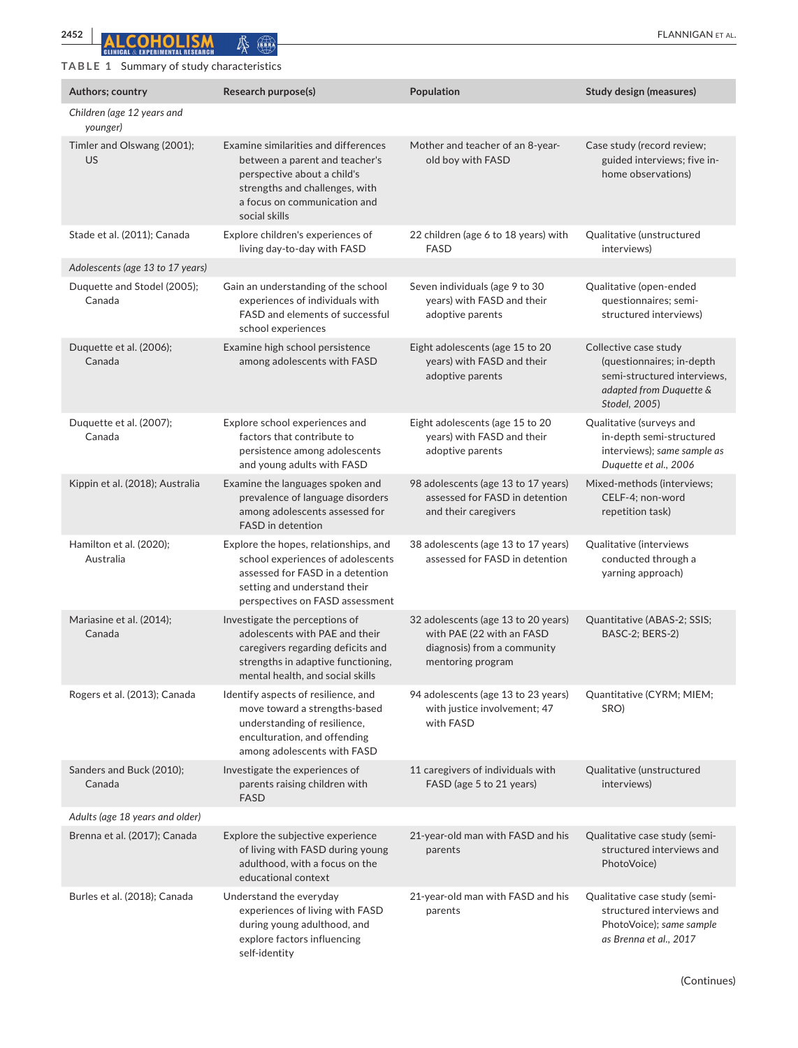**TABLE 1** Summary of study characteristics

| Authors; country | Research purpose(s) | Population | Study design (measures) |
|---|---|---|---|
| *Children (age 12 years and younger)* | | | |
| Timler and Olswang (2001); US | Examine similarities and differences between a parent and teacher's perspective about a child's strengths and challenges, with a focus on communication and social skills | Mother and teacher of an 8-year-old boy with FASD | Case study (record review; guided interviews; five in-home observations) |
| Stade et al. (2011); Canada | Explore children's experiences of living day-to-day with FASD | 22 children (age 6 to 18 years) with FASD | Qualitative (unstructured interviews) |
| *Adolescents (age 13 to 17 years)* | | | |
| Duquette and Stodel (2005); Canada | Gain an understanding of the school experiences of individuals with FASD and elements of successful school experiences | Seven individuals (age 9 to 30 years) with FASD and their adoptive parents | Qualitative (open-ended questionnaires; semi-structured interviews) |
| Duquette et al. (2006); Canada | Examine high school persistence among adolescents with FASD | Eight adolescents (age 15 to 20 years) with FASD and their adoptive parents | Collective case study (questionnaires; in-depth semi-structured interviews, *adapted from Duquette & Stodel, 2005*) |
| Duquette et al. (2007); Canada | Explore school experiences and factors that contribute to persistence among adolescents and young adults with FASD | Eight adolescents (age 15 to 20 years) with FASD and their adoptive parents | Qualitative (surveys and in-depth semi-structured interviews); *same sample as Duquette et al., 2006* |
| Kippin et al. (2018); Australia | Examine the languages spoken and prevalence of language disorders among adolescents assessed for FASD in detention | 98 adolescents (age 13 to 17 years) assessed for FASD in detention and their caregivers | Mixed-methods (interviews; CELF-4; non-word repetition task) |
| Hamilton et al. (2020); Australia | Explore the hopes, relationships, and school experiences of adolescents assessed for FASD in a detention setting and understand their perspectives on FASD assessment | 38 adolescents (age 13 to 17 years) assessed for FASD in detention | Qualitative (interviews conducted through a yarning approach) |
| Mariasine et al. (2014); Canada | Investigate the perceptions of adolescents with PAE and their caregivers regarding deficits and strengths in adaptive functioning, mental health, and social skills | 32 adolescents (age 13 to 20 years) with PAE (22 with an FASD diagnosis) from a community mentoring program | Quantitative (ABAS-2; SSIS; BASC-2; BERS-2) |
| Rogers et al. (2013); Canada | Identify aspects of resilience, and move toward a strengths-based understanding of resilience, enculturation, and offending among adolescents with FASD | 94 adolescents (age 13 to 23 years) with justice involvement; 47 with FASD | Quantitative (CYRM; MIEM; SRO) |
| Sanders and Buck (2010); Canada | Investigate the experiences of parents raising children with FASD | 11 caregivers of individuals with FASD (age 5 to 21 years) | Qualitative (unstructured interviews) |
| *Adults (age 18 years and older)* | | | |
| Brenna et al. (2017); Canada | Explore the subjective experience of living with FASD during young adulthood, with a focus on the educational context | 21-year-old man with FASD and his parents | Qualitative case study (semi-structured interviews and PhotoVoice) |
| Burles et al. (2018); Canada | Understand the everyday experiences of living with FASD during young adulthood, and explore factors influencing self-identity | 21-year-old man with FASD and his parents | Qualitative case study (semi-structured interviews and PhotoVoice); *same sample as Brenna et al., 2017* |

(Continues)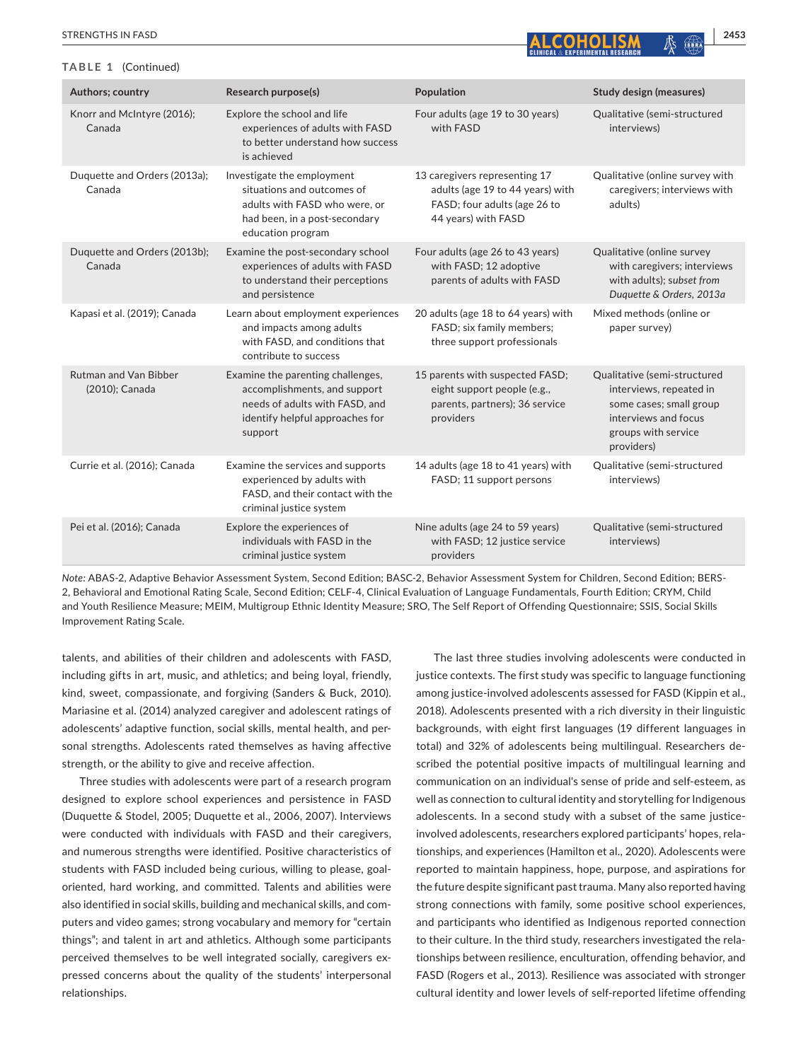**TABLE 1** (Continued)

| Authors; country | Research purpose(s) | Population | Study design (measures) |
|---|---|---|---|
| Knorr and McIntyre (2016); Canada | Explore the school and life experiences of adults with FASD to better understand how success is achieved | Four adults (age 19 to 30 years) with FASD | Qualitative (semi-structured interviews) |
| Duquette and Orders (2013a); Canada | Investigate the employment situations and outcomes of adults with FASD who were, or had been, in a post-secondary education program | 13 caregivers representing 17 adults (age 19 to 44 years) with FASD; four adults (age 26 to 44 years) with FASD | Qualitative (online survey with caregivers; interviews with adults) |
| Duquette and Orders (2013b); Canada | Examine the post-secondary school experiences of adults with FASD to understand their perceptions and persistence | Four adults (age 26 to 43 years) with FASD; 12 adoptive parents of adults with FASD | Qualitative (online survey with caregivers; interviews with adults); *subset from Duquette & Orders, 2013a* |
| Kapasi et al. (2019); Canada | Learn about employment experiences and impacts among adults with FASD, and conditions that contribute to success | 20 adults (age 18 to 64 years) with FASD; six family members; three support professionals | Mixed methods (online or paper survey) |
| Rutman and Van Bibber (2010); Canada | Examine the parenting challenges, accomplishments, and support needs of adults with FASD, and identify helpful approaches for support | 15 parents with suspected FASD; eight support people (e.g., parents, partners); 36 service providers | Qualitative (semi-structured interviews, repeated in some cases; small group interviews and focus groups with service providers) |
| Currie et al. (2016); Canada | Examine the services and supports experienced by adults with FASD, and their contact with the criminal justice system | 14 adults (age 18 to 41 years) with FASD; 11 support persons | Qualitative (semi-structured interviews) |
| Pei et al. (2016); Canada | Explore the experiences of individuals with FASD in the criminal justice system | Nine adults (age 24 to 59 years) with FASD; 12 justice service providers | Qualitative (semi-structured interviews) |

*Note:* ABAS-2, Adaptive Behavior Assessment System, Second Edition; BASC-2, Behavior Assessment System for Children, Second Edition; BERS-2, Behavioral and Emotional Rating Scale, Second Edition; CELF-4, Clinical Evaluation of Language Fundamentals, Fourth Edition; CRYM, Child and Youth Resilience Measure; MEIM, Multigroup Ethnic Identity Measure; SRO, The Self Report of Offending Questionnaire; SSIS, Social Skills Improvement Rating Scale.

talents, and abilities of their children and adolescents with FASD, including gifts in art, music, and athletics; and being loyal, friendly, kind, sweet, compassionate, and forgiving (Sanders & Buck, 2010). Mariasine et al. (2014) analyzed caregiver and adolescent ratings of adolescents' adaptive function, social skills, mental health, and personal strengths. Adolescents rated themselves as having affective strength, or the ability to give and receive affection.

Three studies with adolescents were part of a research program designed to explore school experiences and persistence in FASD (Duquette & Stodel, 2005; Duquette et al., 2006, 2007). Interviews were conducted with individuals with FASD and their caregivers, and numerous strengths were identified. Positive characteristics of students with FASD included being curious, willing to please, goal-oriented, hard working, and committed. Talents and abilities were also identified in social skills, building and mechanical skills, and computers and video games; strong vocabulary and memory for "certain things"; and talent in art and athletics. Although some participants perceived themselves to be well integrated socially, caregivers expressed concerns about the quality of the students' interpersonal relationships.

The last three studies involving adolescents were conducted in justice contexts. The first study was specific to language functioning among justice-involved adolescents assessed for FASD (Kippin et al., 2018). Adolescents presented with a rich diversity in their linguistic backgrounds, with eight first languages (19 different languages in total) and 32% of adolescents being multilingual. Researchers described the potential positive impacts of multilingual learning and communication on an individual's sense of pride and self-esteem, as well as connection to cultural identity and storytelling for Indigenous adolescents. In a second study with a subset of the same justice-involved adolescents, researchers explored participants' hopes, relationships, and experiences (Hamilton et al., 2020). Adolescents were reported to maintain happiness, hope, purpose, and aspirations for the future despite significant past trauma. Many also reported having strong connections with family, some positive school experiences, and participants who identified as Indigenous reported connection to their culture. In the third study, researchers investigated the relationships between resilience, enculturation, offending behavior, and FASD (Rogers et al., 2013). Resilience was associated with stronger cultural identity and lower levels of self-reported lifetime offending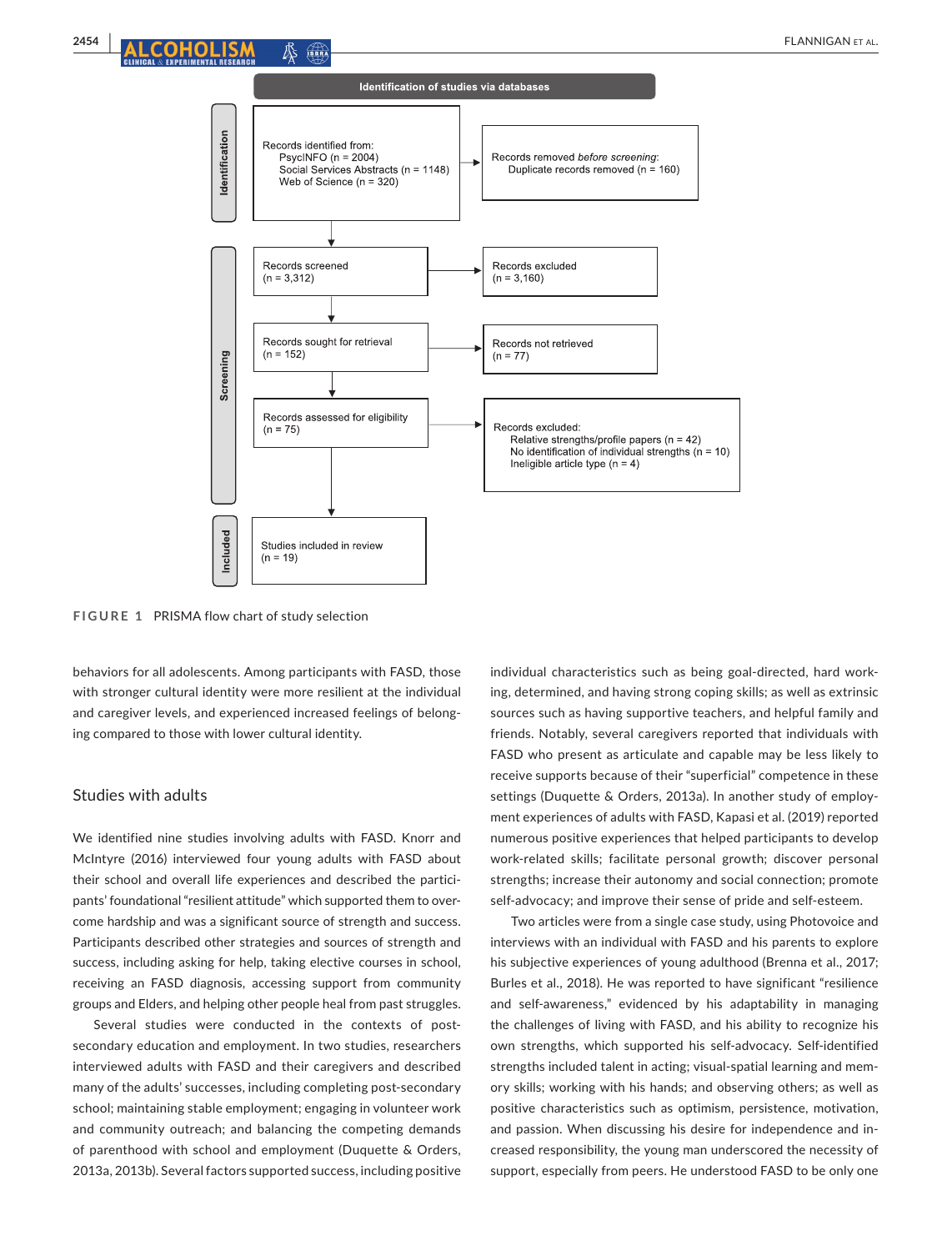**Identification of studies via databases**

**Identification**

Records identified from:
PsycINFO (n = 2004)
Social Services Abstracts (n = 1148)
Web of Science (n = 320)

→ Records removed *before screening*:
Duplicate records removed (n = 160)

**Screening**

Records screened
(n = 3,312)

→ Records excluded
(n = 3,160)

Records sought for retrieval
(n = 152)

→ Records not retrieved
(n = 77)

Records assessed for eligibility
(n = 75)

→ Records excluded:
Relative strengths/profile papers (n = 42)
No identification of individual strengths (n = 10)
Ineligible article type (n = 4)

**Included**

Studies included in review
(n = 19)

**FIGURE 1** PRISMA flow chart of study selection

behaviors for all adolescents. Among participants with FASD, those with stronger cultural identity were more resilient at the individual and caregiver levels, and experienced increased feelings of belonging compared to those with lower cultural identity.

## Studies with adults

We identified nine studies involving adults with FASD. Knorr and McIntyre (2016) interviewed four young adults with FASD about their school and overall life experiences and described the participants' foundational "resilient attitude" which supported them to overcome hardship and was a significant source of strength and success. Participants described other strategies and sources of strength and success, including asking for help, taking elective courses in school, receiving an FASD diagnosis, accessing support from community groups and Elders, and helping other people heal from past struggles.

Several studies were conducted in the contexts of post-secondary education and employment. In two studies, researchers interviewed adults with FASD and their caregivers and described many of the adults' successes, including completing post-secondary school; maintaining stable employment; engaging in volunteer work and community outreach; and balancing the competing demands of parenthood with school and employment (Duquette & Orders, 2013a, 2013b). Several factors supported success, including positive individual characteristics such as being goal-directed, hard working, determined, and having strong coping skills; as well as extrinsic sources such as having supportive teachers, and helpful family and friends. Notably, several caregivers reported that individuals with FASD who present as articulate and capable may be less likely to receive supports because of their "superficial" competence in these settings (Duquette & Orders, 2013a). In another study of employment experiences of adults with FASD, Kapasi et al. (2019) reported numerous positive experiences that helped participants to develop work-related skills; facilitate personal growth; discover personal strengths; increase their autonomy and social connection; promote self-advocacy; and improve their sense of pride and self-esteem.

Two articles were from a single case study, using Photovoice and interviews with an individual with FASD and his parents to explore his subjective experiences of young adulthood (Brenna et al., 2017; Burles et al., 2018). He was reported to have significant "resilience and self-awareness," evidenced by his adaptability in managing the challenges of living with FASD, and his ability to recognize his own strengths, which supported his self-advocacy. Self-identified strengths included talent in acting; visual-spatial learning and memory skills; working with his hands; and observing others; as well as positive characteristics such as optimism, persistence, motivation, and passion. When discussing his desire for independence and increased responsibility, the young man underscored the necessity of support, especially from peers. He understood FASD to be only one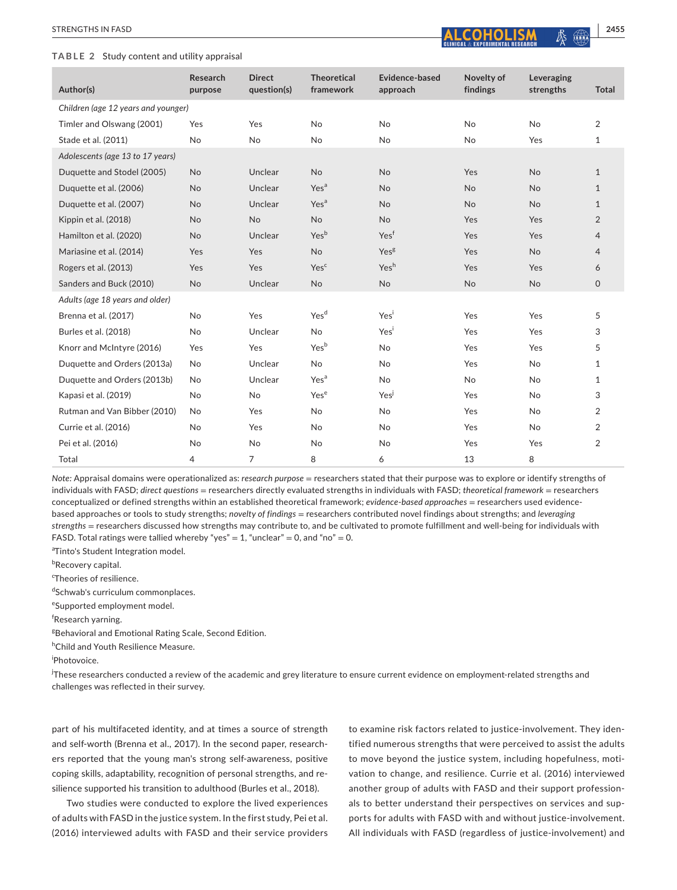**TABLE 2** Study content and utility appraisal

| Author(s) | Research purpose | Direct question(s) | Theoretical framework | Evidence-based approach | Novelty of findings | Leveraging strengths | Total |
|---|---|---|---|---|---|---|---|
| *Children (age 12 years and younger)* | | | | | | | |
| Timler and Olswang (2001) | Yes | Yes | No | No | No | No | 2 |
| Stade et al. (2011) | No | No | No | No | No | Yes | 1 |
| *Adolescents (age 13 to 17 years)* | | | | | | | |
| Duquette and Stodel (2005) | No | Unclear | No | No | Yes | No | 1 |
| Duquette et al. (2006) | No | Unclear | Yes[a] | No | No | No | 1 |
| Duquette et al. (2007) | No | Unclear | Yes[a] | No | No | No | 1 |
| Kippin et al. (2018) | No | No | No | No | Yes | Yes | 2 |
| Hamilton et al. (2020) | No | Unclear | Yes[b] | Yes[f] | Yes | Yes | 4 |
| Mariasine et al. (2014) | Yes | Yes | No | Yes[g] | Yes | No | 4 |
| Rogers et al. (2013) | Yes | Yes | Yes[c] | Yes[h] | Yes | Yes | 6 |
| Sanders and Buck (2010) | No | Unclear | No | No | No | No | 0 |
| *Adults (age 18 years and older)* | | | | | | | |
| Brenna et al. (2017) | No | Yes | Yes[d] | Yes[i] | Yes | Yes | 5 |
| Burles et al. (2018) | No | Unclear | No | Yes[i] | Yes | Yes | 3 |
| Knorr and McIntyre (2016) | Yes | Yes | Yes[b] | No | Yes | Yes | 5 |
| Duquette and Orders (2013a) | No | Unclear | No | No | Yes | No | 1 |
| Duquette and Orders (2013b) | No | Unclear | Yes[a] | No | No | No | 1 |
| Kapasi et al. (2019) | No | No | Yes[e] | Yes[j] | Yes | No | 3 |
| Rutman and Van Bibber (2010) | No | Yes | No | No | Yes | No | 2 |
| Currie et al. (2016) | No | Yes | No | No | Yes | No | 2 |
| Pei et al. (2016) | No | No | No | No | Yes | Yes | 2 |
| Total | 4 | 7 | 8 | 6 | 13 | 8 | |

*Note:* Appraisal domains were operationalized as: *research purpose* = researchers stated that their purpose was to explore or identify strengths of individuals with FASD; *direct questions* = researchers directly evaluated strengths in individuals with FASD; *theoretical framework* = researchers conceptualized or defined strengths within an established theoretical framework; *evidence-based approaches* = researchers used evidence-based approaches or tools to study strengths; *novelty of findings* = researchers contributed novel findings about strengths; and *leveraging strengths* = researchers discussed how strengths may contribute to, and be cultivated to promote fulfillment and well-being for individuals with FASD. Total ratings were tallied whereby "yes" = 1, "unclear" = 0, and "no" = 0.

[a]Tinto's Student Integration model.

[b]Recovery capital.

[c]Theories of resilience.

[d]Schwab's curriculum commonplaces.

[e]Supported employment model.

[f]Research yarning.

[g]Behavioral and Emotional Rating Scale, Second Edition.

[h]Child and Youth Resilience Measure.

[i]Photovoice.

[j]These researchers conducted a review of the academic and grey literature to ensure current evidence on employment-related strengths and challenges was reflected in their survey.

part of his multifaceted identity, and at times a source of strength and self-worth (Brenna et al., 2017). In the second paper, researchers reported that the young man's strong self-awareness, positive coping skills, adaptability, recognition of personal strengths, and resilience supported his transition to adulthood (Burles et al., 2018).

Two studies were conducted to explore the lived experiences of adults with FASD in the justice system. In the first study, Pei et al. (2016) interviewed adults with FASD and their service providers to examine risk factors related to justice-involvement. They identified numerous strengths that were perceived to assist the adults to move beyond the justice system, including hopefulness, motivation to change, and resilience. Currie et al. (2016) interviewed another group of adults with FASD and their support professionals to better understand their perspectives on services and supports for adults with FASD with and without justice-involvement. All individuals with FASD (regardless of justice-involvement) and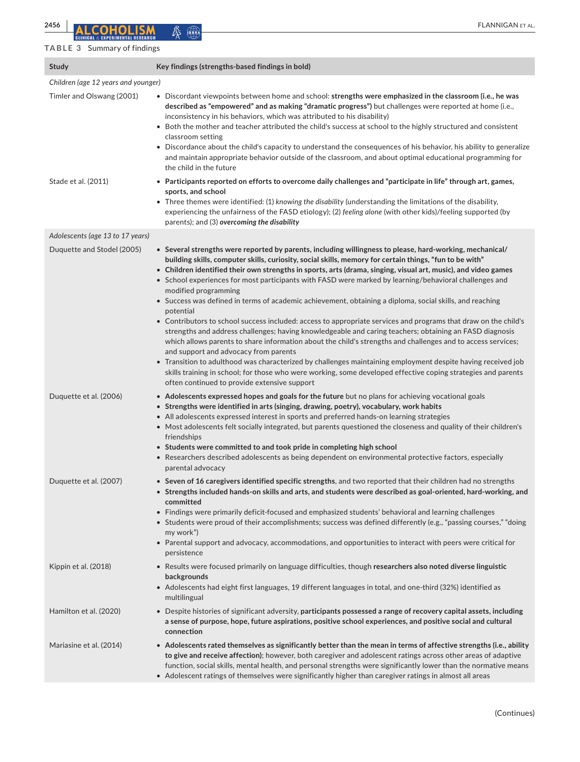**TABLE 3** Summary of findings

| Study | Key findings (strengths-based findings in bold) |
|---|---|
| *Children (age 12 years and younger)* | |
| Timler and Olswang (2001) | • Discordant viewpoints between home and school: **strengths were emphasized in the classroom (i.e., he was described as "empowered" and as making "dramatic progress")** but challenges were reported at home (i.e., inconsistency in his behaviors, which was attributed to his disability)<br>• Both the mother and teacher attributed the child's success at school to the highly structured and consistent classroom setting<br>• Discordance about the child's capacity to understand the consequences of his behavior, his ability to generalize and maintain appropriate behavior outside of the classroom, and about optimal educational programming for the child in the future |
| Stade et al. (2011) | • **Participants reported on efforts to overcome daily challenges and "participate in life" through art, games, sports, and school**<br>• Three themes were identified: (1) *knowing the disability* (understanding the limitations of the disability, experiencing the unfairness of the FASD etiology); (2) *feeling alone* (with other kids)/feeling supported (by parents); and (3) ***overcoming the disability*** |
| *Adolescents (age 13 to 17 years)* | |
| Duquette and Stodel (2005) | • **Several strengths were reported by parents, including willingness to please, hard-working, mechanical/building skills, computer skills, curiosity, social skills, memory for certain things, "fun to be with"**<br>• **Children identified their own strengths in sports, arts (drama, singing, visual art, music), and video games**<br>• School experiences for most participants with FASD were marked by learning/behavioral challenges and modified programming<br>• Success was defined in terms of academic achievement, obtaining a diploma, social skills, and reaching potential<br>• Contributors to school success included: access to appropriate services and programs that draw on the child's strengths and address challenges; having knowledgeable and caring teachers; obtaining an FASD diagnosis which allows parents to share information about the child's strengths and challenges and to access services; and support and advocacy from parents<br>• Transition to adulthood was characterized by challenges maintaining employment despite having received job skills training in school; for those who were working, some developed effective coping strategies and parents often continued to provide extensive support |
| Duquette et al. (2006) | • **Adolescents expressed hopes and goals for the future** but no plans for achieving vocational goals<br>• **Strengths were identified in arts (singing, drawing, poetry), vocabulary, work habits**<br>• All adolescents expressed interest in sports and preferred hands-on learning strategies<br>• Most adolescents felt socially integrated, but parents questioned the closeness and quality of their children's friendships<br>• **Students were committed to and took pride in completing high school**<br>• Researchers described adolescents as being dependent on environmental protective factors, especially parental advocacy |
| Duquette et al. (2007) | • **Seven of 16 caregivers identified specific strengths**, and two reported that their children had no strengths<br>• **Strengths included hands-on skills and arts, and students were described as goal-oriented, hard-working, and committed**<br>• Findings were primarily deficit-focused and emphasized students' behavioral and learning challenges<br>• Students were proud of their accomplishments; success was defined differently (e.g., "passing courses," "doing my work")<br>• Parental support and advocacy, accommodations, and opportunities to interact with peers were critical for persistence |
| Kippin et al. (2018) | • Results were focused primarily on language difficulties, though **researchers also noted diverse linguistic backgrounds**<br>• Adolescents had eight first languages, 19 different languages in total, and one-third (32%) identified as multilingual |
| Hamilton et al. (2020) | • Despite histories of significant adversity, **participants possessed a range of recovery capital assets, including a sense of purpose, hope, future aspirations, positive school experiences, and positive social and cultural connection** |
| Mariasine et al. (2014) | • **Adolescents rated themselves as significantly better than the mean in terms of affective strengths (i.e., ability to give and receive affection)**; however, both caregiver and adolescent ratings across other areas of adaptive function, social skills, mental health, and personal strengths were significantly lower than the normative means<br>• Adolescent ratings of themselves were significantly higher than caregiver ratings in almost all areas |

(Continues)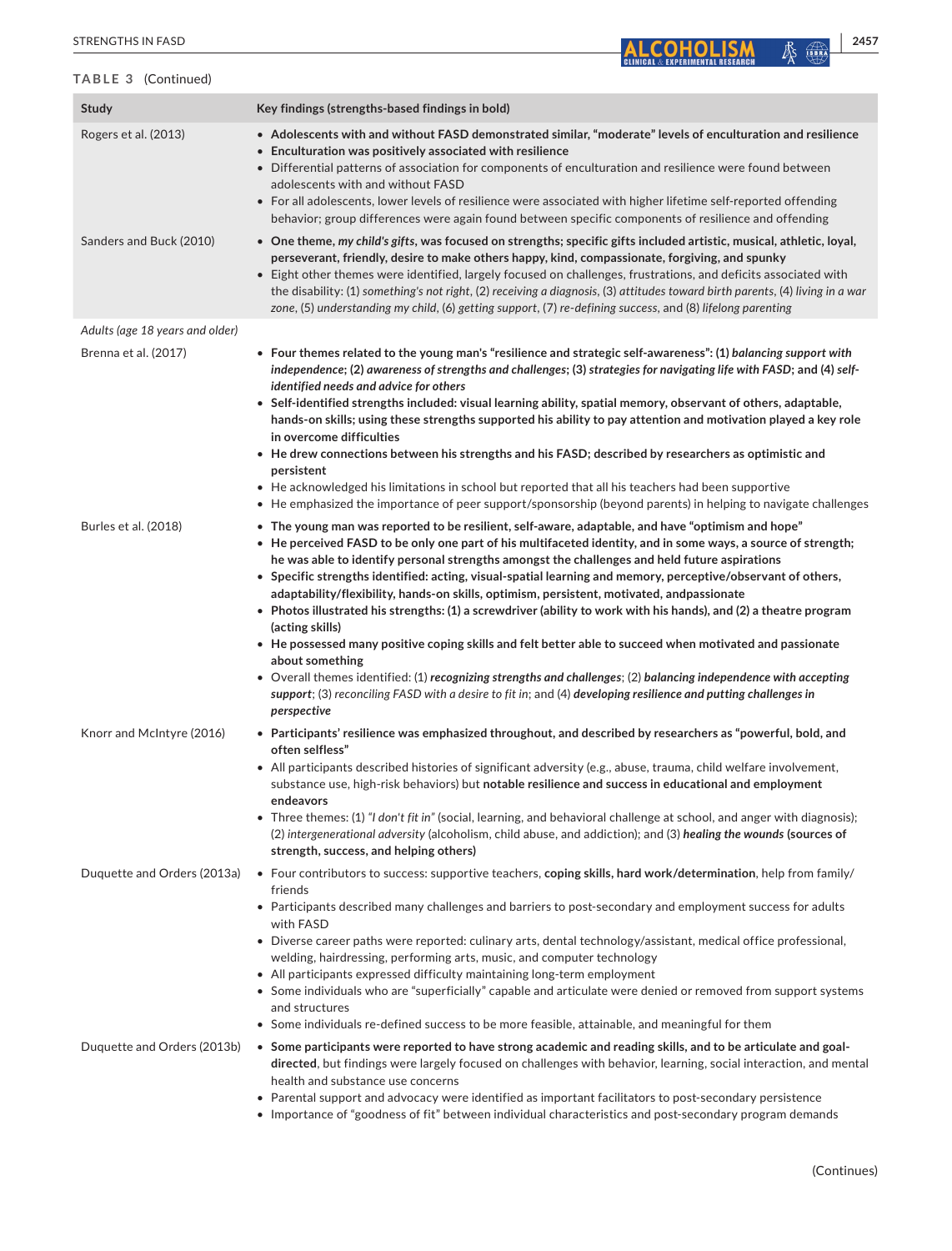**TABLE 3** (Continued)

| Study | Key findings (strengths-based findings in bold) |
|---|---|
| Rogers et al. (2013) | • **Adolescents with and without FASD demonstrated similar, "moderate" levels of enculturation and resilience**<br>• **Enculturation was positively associated with resilience**<br>• Differential patterns of association for components of enculturation and resilience were found between adolescents with and without FASD<br>• For all adolescents, lower levels of resilience were associated with higher lifetime self-reported offending behavior; group differences were again found between specific components of resilience and offending |
| Sanders and Buck (2010) | • **One theme, *my child's gifts*, was focused on strengths; specific gifts included artistic, musical, athletic, loyal, perseverant, friendly, desire to make others happy, kind, compassionate, forgiving, and spunky**<br>• Eight other themes were identified, largely focused on challenges, frustrations, and deficits associated with the disability: (1) *something's not right*, (2) *receiving a diagnosis*, (3) *attitudes toward birth parents*, (4) *living in a war zone*, (5) *understanding my child*, (6) *getting support*, (7) *re-defining success*, and (8) *lifelong parenting* |
| *Adults (age 18 years and older)* | |
| Brenna et al. (2017) | • **Four themes related to the young man's "resilience and strategic self-awareness": (1) *balancing support with independence*; (2) *awareness of strengths and challenges*; (3) *strategies for navigating life with FASD*; and (4) *self-identified needs and advice for others***<br>• **Self-identified strengths included: visual learning ability, spatial memory, observant of others, adaptable, hands-on skills; using these strengths supported his ability to pay attention and motivation played a key role in overcome difficulties**<br>• **He drew connections between his strengths and his FASD; described by researchers as optimistic and persistent**<br>• He acknowledged his limitations in school but reported that all his teachers had been supportive<br>• He emphasized the importance of peer support/sponsorship (beyond parents) in helping to navigate challenges |
| Burles et al. (2018) | • **The young man was reported to be resilient, self-aware, adaptable, and have "optimism and hope"**<br>• **He perceived FASD to be only one part of his multifaceted identity, and in some ways, a source of strength; he was able to identify personal strengths amongst the challenges and held future aspirations**<br>• **Specific strengths identified: acting, visual-spatial learning and memory, perceptive/observant of others, adaptability/flexibility, hands-on skills, optimism, persistent, motivated, andpassionate**<br>• **Photos illustrated his strengths: (1) a screwdriver (ability to work with his hands), and (2) a theatre program (acting skills)**<br>• **He possessed many positive coping skills and felt better able to succeed when motivated and passionate about something**<br>• Overall themes identified: (1) ***recognizing strengths and challenges***; (2) ***balancing independence with accepting support***; (3) *reconciling FASD with a desire to fit in*; and (4) ***developing resilience and putting challenges in perspective*** |
| Knorr and McIntyre (2016) | • **Participants' resilience was emphasized throughout, and described by researchers as "powerful, bold, and often selfless"**<br>• All participants described histories of significant adversity (e.g., abuse, trauma, child welfare involvement, substance use, high-risk behaviors) but **notable resilience and success in educational and employment endeavors**<br>• Three themes: (1) *"I don't fit in"* (social, learning, and behavioral challenge at school, and anger with diagnosis); (2) *intergenerational adversity* (alcoholism, child abuse, and addiction); and (3) ***healing the wounds* (sources of strength, success, and helping others)** |
| Duquette and Orders (2013a) | • Four contributors to success: supportive teachers, **coping skills, hard work/determination**, help from family/friends<br>• Participants described many challenges and barriers to post-secondary and employment success for adults with FASD<br>• Diverse career paths were reported: culinary arts, dental technology/assistant, medical office professional, welding, hairdressing, performing arts, music, and computer technology<br>• All participants expressed difficulty maintaining long-term employment<br>• Some individuals who are "superficially" capable and articulate were denied or removed from support systems and structures<br>• Some individuals re-defined success to be more feasible, attainable, and meaningful for them |
| Duquette and Orders (2013b) | • **Some participants were reported to have strong academic and reading skills, and to be articulate and goal-directed**, but findings were largely focused on challenges with behavior, learning, social interaction, and mental health and substance use concerns<br>• Parental support and advocacy were identified as important facilitators to post-secondary persistence<br>• Importance of "goodness of fit" between individual characteristics and post-secondary program demands |

(Continues)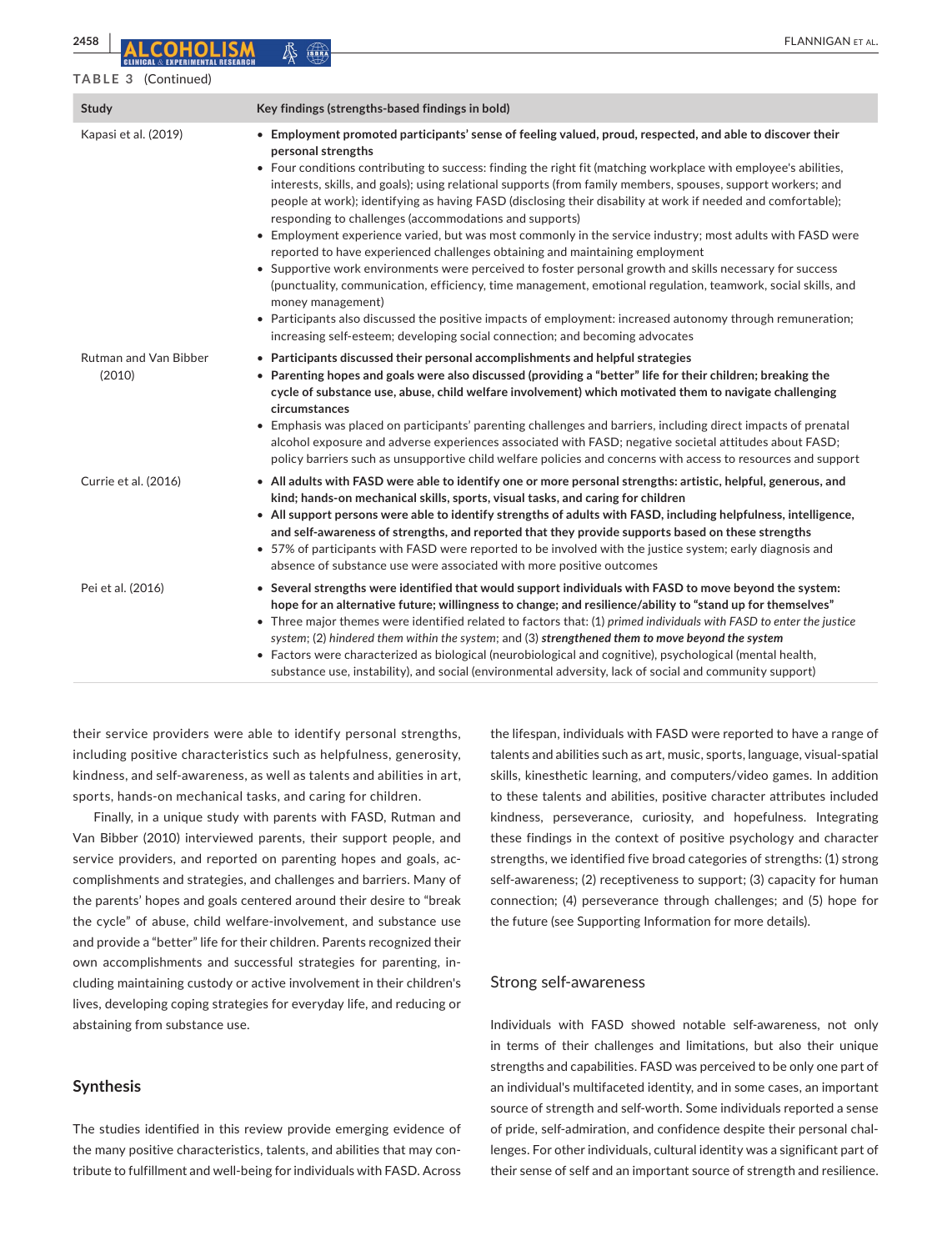**TABLE 3** (Continued)

| Study | Key findings (strengths-based findings in bold) |
|---|---|
| Kapasi et al. (2019) | • **Employment promoted participants' sense of feeling valued, proud, respected, and able to discover their personal strengths**<br>• Four conditions contributing to success: finding the right fit (matching workplace with employee's abilities, interests, skills, and goals); using relational supports (from family members, spouses, support workers; and people at work); identifying as having FASD (disclosing their disability at work if needed and comfortable); responding to challenges (accommodations and supports)<br>• Employment experience varied, but was most commonly in the service industry; most adults with FASD were reported to have experienced challenges obtaining and maintaining employment<br>• Supportive work environments were perceived to foster personal growth and skills necessary for success (punctuality, communication, efficiency, time management, emotional regulation, teamwork, social skills, and money management)<br>• Participants also discussed the positive impacts of employment: increased autonomy through remuneration; increasing self-esteem; developing social connection; and becoming advocates |
| Rutman and Van Bibber (2010) | • **Participants discussed their personal accomplishments and helpful strategies**<br>• **Parenting hopes and goals were also discussed (providing a "better" life for their children; breaking the cycle of substance use, abuse, child welfare involvement) which motivated them to navigate challenging circumstances**<br>• Emphasis was placed on participants' parenting challenges and barriers, including direct impacts of prenatal alcohol exposure and adverse experiences associated with FASD; negative societal attitudes about FASD; policy barriers such as unsupportive child welfare policies and concerns with access to resources and support |
| Currie et al. (2016) | • **All adults with FASD were able to identify one or more personal strengths: artistic, helpful, generous, and kind; hands-on mechanical skills, sports, visual tasks, and caring for children**<br>• **All support persons were able to identify strengths of adults with FASD, including helpfulness, intelligence, and self-awareness of strengths, and reported that they provide supports based on these strengths**<br>• 57% of participants with FASD were reported to be involved with the justice system; early diagnosis and absence of substance use were associated with more positive outcomes |
| Pei et al. (2016) | • **Several strengths were identified that would support individuals with FASD to move beyond the system: hope for an alternative future; willingness to change; and resilience/ability to "stand up for themselves"**<br>• Three major themes were identified related to factors that: (1) *primed individuals with FASD to enter the justice system*; (2) *hindered them within the system*; and (3) ***strengthened them to move beyond the system***<br>• Factors were characterized as biological (neurobiological and cognitive), psychological (mental health, substance use, instability), and social (environmental adversity, lack of social and community support) |

their service providers were able to identify personal strengths, including positive characteristics such as helpfulness, generosity, kindness, and self-awareness, as well as talents and abilities in art, sports, hands-on mechanical tasks, and caring for children.

Finally, in a unique study with parents with FASD, Rutman and Van Bibber (2010) interviewed parents, their support people, and service providers, and reported on parenting hopes and goals, accomplishments and strategies, and challenges and barriers. Many of the parents' hopes and goals centered around their desire to "break the cycle" of abuse, child welfare-involvement, and substance use and provide a "better" life for their children. Parents recognized their own accomplishments and successful strategies for parenting, including maintaining custody or active involvement in their children's lives, developing coping strategies for everyday life, and reducing or abstaining from substance use.

## Synthesis

The studies identified in this review provide emerging evidence of the many positive characteristics, talents, and abilities that may contribute to fulfillment and well-being for individuals with FASD. Across the lifespan, individuals with FASD were reported to have a range of talents and abilities such as art, music, sports, language, visual-spatial skills, kinesthetic learning, and computers/video games. In addition to these talents and abilities, positive character attributes included kindness, perseverance, curiosity, and hopefulness. Integrating these findings in the context of positive psychology and character strengths, we identified five broad categories of strengths: (1) strong self-awareness; (2) receptiveness to support; (3) capacity for human connection; (4) perseverance through challenges; and (5) hope for the future (see Supporting Information for more details).

### Strong self-awareness

Individuals with FASD showed notable self-awareness, not only in terms of their challenges and limitations, but also their unique strengths and capabilities. FASD was perceived to be only one part of an individual's multifaceted identity, and in some cases, an important source of strength and self-worth. Some individuals reported a sense of pride, self-admiration, and confidence despite their personal challenges. For other individuals, cultural identity was a significant part of their sense of self and an important source of strength and resilience.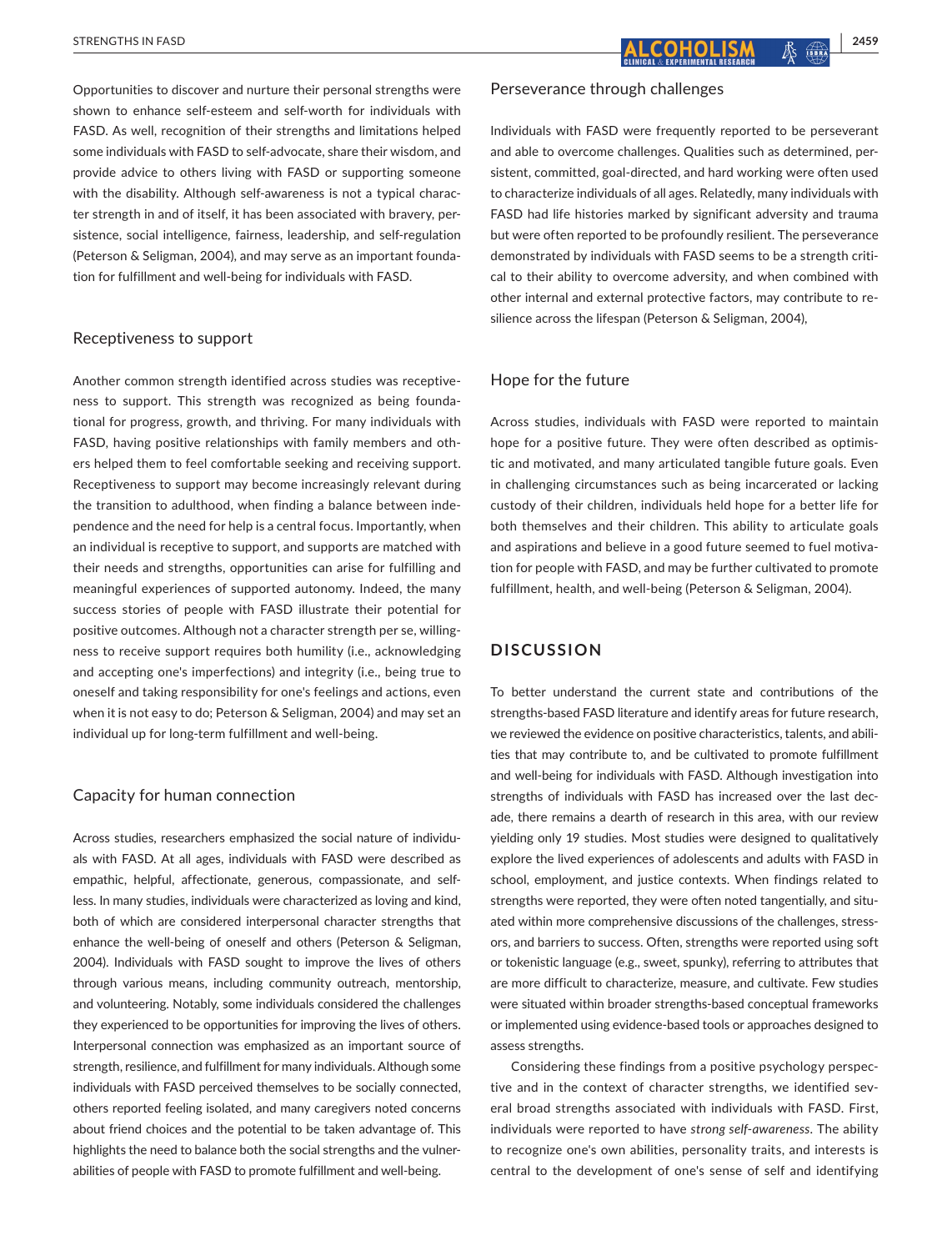Opportunities to discover and nurture their personal strengths were shown to enhance self-esteem and self-worth for individuals with FASD. As well, recognition of their strengths and limitations helped some individuals with FASD to self-advocate, share their wisdom, and provide advice to others living with FASD or supporting someone with the disability. Although self-awareness is not a typical character strength in and of itself, it has been associated with bravery, persistence, social intelligence, fairness, leadership, and self-regulation (Peterson & Seligman, 2004), and may serve as an important foundation for fulfillment and well-being for individuals with FASD.

### Receptiveness to support

Another common strength identified across studies was receptiveness to support. This strength was recognized as being foundational for progress, growth, and thriving. For many individuals with FASD, having positive relationships with family members and others helped them to feel comfortable seeking and receiving support. Receptiveness to support may become increasingly relevant during the transition to adulthood, when finding a balance between independence and the need for help is a central focus. Importantly, when an individual is receptive to support, and supports are matched with their needs and strengths, opportunities can arise for fulfilling and meaningful experiences of supported autonomy. Indeed, the many success stories of people with FASD illustrate their potential for positive outcomes. Although not a character strength per se, willingness to receive support requires both humility (i.e., acknowledging and accepting one's imperfections) and integrity (i.e., being true to oneself and taking responsibility for one's feelings and actions, even when it is not easy to do; Peterson & Seligman, 2004) and may set an individual up for long-term fulfillment and well-being.

### Capacity for human connection

Across studies, researchers emphasized the social nature of individuals with FASD. At all ages, individuals with FASD were described as empathic, helpful, affectionate, generous, compassionate, and selfless. In many studies, individuals were characterized as loving and kind, both of which are considered interpersonal character strengths that enhance the well-being of oneself and others (Peterson & Seligman, 2004). Individuals with FASD sought to improve the lives of others through various means, including community outreach, mentorship, and volunteering. Notably, some individuals considered the challenges they experienced to be opportunities for improving the lives of others. Interpersonal connection was emphasized as an important source of strength, resilience, and fulfillment for many individuals. Although some individuals with FASD perceived themselves to be socially connected, others reported feeling isolated, and many caregivers noted concerns about friend choices and the potential to be taken advantage of. This highlights the need to balance both the social strengths and the vulnerabilities of people with FASD to promote fulfillment and well-being.

### Perseverance through challenges

Individuals with FASD were frequently reported to be perseverant and able to overcome challenges. Qualities such as determined, persistent, committed, goal-directed, and hard working were often used to characterize individuals of all ages. Relatedly, many individuals with FASD had life histories marked by significant adversity and trauma but were often reported to be profoundly resilient. The perseverance demonstrated by individuals with FASD seems to be a strength critical to their ability to overcome adversity, and when combined with other internal and external protective factors, may contribute to resilience across the lifespan (Peterson & Seligman, 2004),

### Hope for the future

Across studies, individuals with FASD were reported to maintain hope for a positive future. They were often described as optimistic and motivated, and many articulated tangible future goals. Even in challenging circumstances such as being incarcerated or lacking custody of their children, individuals held hope for a better life for both themselves and their children. This ability to articulate goals and aspirations and believe in a good future seemed to fuel motivation for people with FASD, and may be further cultivated to promote fulfillment, health, and well-being (Peterson & Seligman, 2004).

## DISCUSSION

To better understand the current state and contributions of the strengths-based FASD literature and identify areas for future research, we reviewed the evidence on positive characteristics, talents, and abilities that may contribute to, and be cultivated to promote fulfillment and well-being for individuals with FASD. Although investigation into strengths of individuals with FASD has increased over the last decade, there remains a dearth of research in this area, with our review yielding only 19 studies. Most studies were designed to qualitatively explore the lived experiences of adolescents and adults with FASD in school, employment, and justice contexts. When findings related to strengths were reported, they were often noted tangentially, and situated within more comprehensive discussions of the challenges, stressors, and barriers to success. Often, strengths were reported using soft or tokenistic language (e.g., sweet, spunky), referring to attributes that are more difficult to characterize, measure, and cultivate. Few studies were situated within broader strengths-based conceptual frameworks or implemented using evidence-based tools or approaches designed to assess strengths.

Considering these findings from a positive psychology perspective and in the context of character strengths, we identified several broad strengths associated with individuals with FASD. First, individuals were reported to have *strong self-awareness*. The ability to recognize one's own abilities, personality traits, and interests is central to the development of one's sense of self and identifying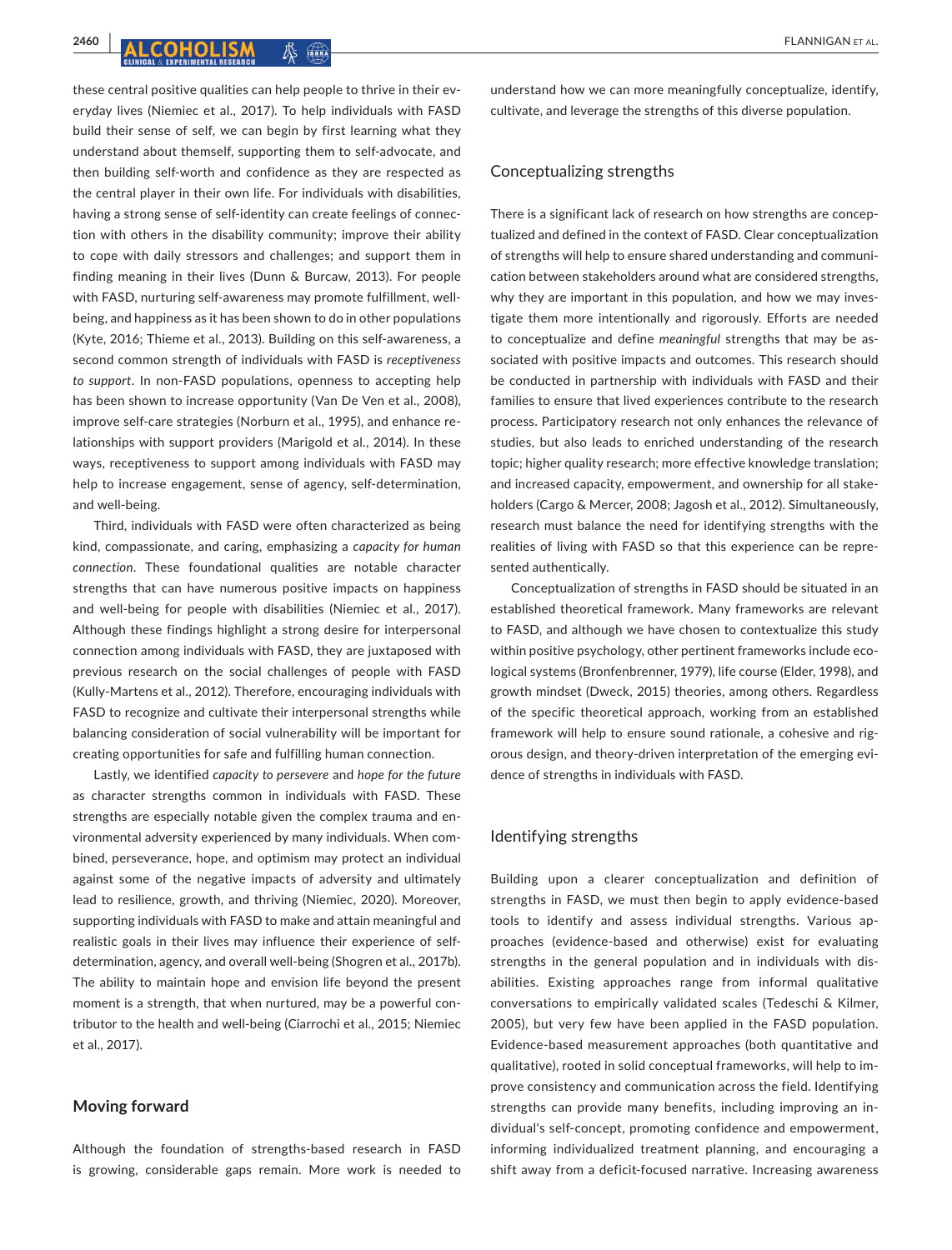these central positive qualities can help people to thrive in their everyday lives (Niemiec et al., 2017). To help individuals with FASD build their sense of self, we can begin by first learning what they understand about themself, supporting them to self-advocate, and then building self-worth and confidence as they are respected as the central player in their own life. For individuals with disabilities, having a strong sense of self-identity can create feelings of connection with others in the disability community; improve their ability to cope with daily stressors and challenges; and support them in finding meaning in their lives (Dunn & Burcaw, 2013). For people with FASD, nurturing self-awareness may promote fulfillment, well-being, and happiness as it has been shown to do in other populations (Kyte, 2016; Thieme et al., 2013). Building on this self-awareness, a second common strength of individuals with FASD is *receptiveness to support*. In non-FASD populations, openness to accepting help has been shown to increase opportunity (Van De Ven et al., 2008), improve self-care strategies (Norburn et al., 1995), and enhance relationships with support providers (Marigold et al., 2014). In these ways, receptiveness to support among individuals with FASD may help to increase engagement, sense of agency, self-determination, and well-being.

Third, individuals with FASD were often characterized as being kind, compassionate, and caring, emphasizing a *capacity for human connection*. These foundational qualities are notable character strengths that can have numerous positive impacts on happiness and well-being for people with disabilities (Niemiec et al., 2017). Although these findings highlight a strong desire for interpersonal connection among individuals with FASD, they are juxtaposed with previous research on the social challenges of people with FASD (Kully-Martens et al., 2012). Therefore, encouraging individuals with FASD to recognize and cultivate their interpersonal strengths while balancing consideration of social vulnerability will be important for creating opportunities for safe and fulfilling human connection.

Lastly, we identified *capacity to persevere* and *hope for the future* as character strengths common in individuals with FASD. These strengths are especially notable given the complex trauma and environmental adversity experienced by many individuals. When combined, perseverance, hope, and optimism may protect an individual against some of the negative impacts of adversity and ultimately lead to resilience, growth, and thriving (Niemiec, 2020). Moreover, supporting individuals with FASD to make and attain meaningful and realistic goals in their lives may influence their experience of self-determination, agency, and overall well-being (Shogren et al., 2017b). The ability to maintain hope and envision life beyond the present moment is a strength, that when nurtured, may be a powerful contributor to the health and well-being (Ciarrochi et al., 2015; Niemiec et al., 2017).

## Moving forward

Although the foundation of strengths-based research in FASD is growing, considerable gaps remain. More work is needed to understand how we can more meaningfully conceptualize, identify, cultivate, and leverage the strengths of this diverse population.

### Conceptualizing strengths

There is a significant lack of research on how strengths are conceptualized and defined in the context of FASD. Clear conceptualization of strengths will help to ensure shared understanding and communication between stakeholders around what are considered strengths, why they are important in this population, and how we may investigate them more intentionally and rigorously. Efforts are needed to conceptualize and define *meaningful* strengths that may be associated with positive impacts and outcomes. This research should be conducted in partnership with individuals with FASD and their families to ensure that lived experiences contribute to the research process. Participatory research not only enhances the relevance of studies, but also leads to enriched understanding of the research topic; higher quality research; more effective knowledge translation; and increased capacity, empowerment, and ownership for all stakeholders (Cargo & Mercer, 2008; Jagosh et al., 2012). Simultaneously, research must balance the need for identifying strengths with the realities of living with FASD so that this experience can be represented authentically.

Conceptualization of strengths in FASD should be situated in an established theoretical framework. Many frameworks are relevant to FASD, and although we have chosen to contextualize this study within positive psychology, other pertinent frameworks include ecological systems (Bronfenbrenner, 1979), life course (Elder, 1998), and growth mindset (Dweck, 2015) theories, among others. Regardless of the specific theoretical approach, working from an established framework will help to ensure sound rationale, a cohesive and rigorous design, and theory-driven interpretation of the emerging evidence of strengths in individuals with FASD.

### Identifying strengths

Building upon a clearer conceptualization and definition of strengths in FASD, we must then begin to apply evidence-based tools to identify and assess individual strengths. Various approaches (evidence-based and otherwise) exist for evaluating strengths in the general population and in individuals with disabilities. Existing approaches range from informal qualitative conversations to empirically validated scales (Tedeschi & Kilmer, 2005), but very few have been applied in the FASD population. Evidence-based measurement approaches (both quantitative and qualitative), rooted in solid conceptual frameworks, will help to improve consistency and communication across the field. Identifying strengths can provide many benefits, including improving an individual's self-concept, promoting confidence and empowerment, informing individualized treatment planning, and encouraging a shift away from a deficit-focused narrative. Increasing awareness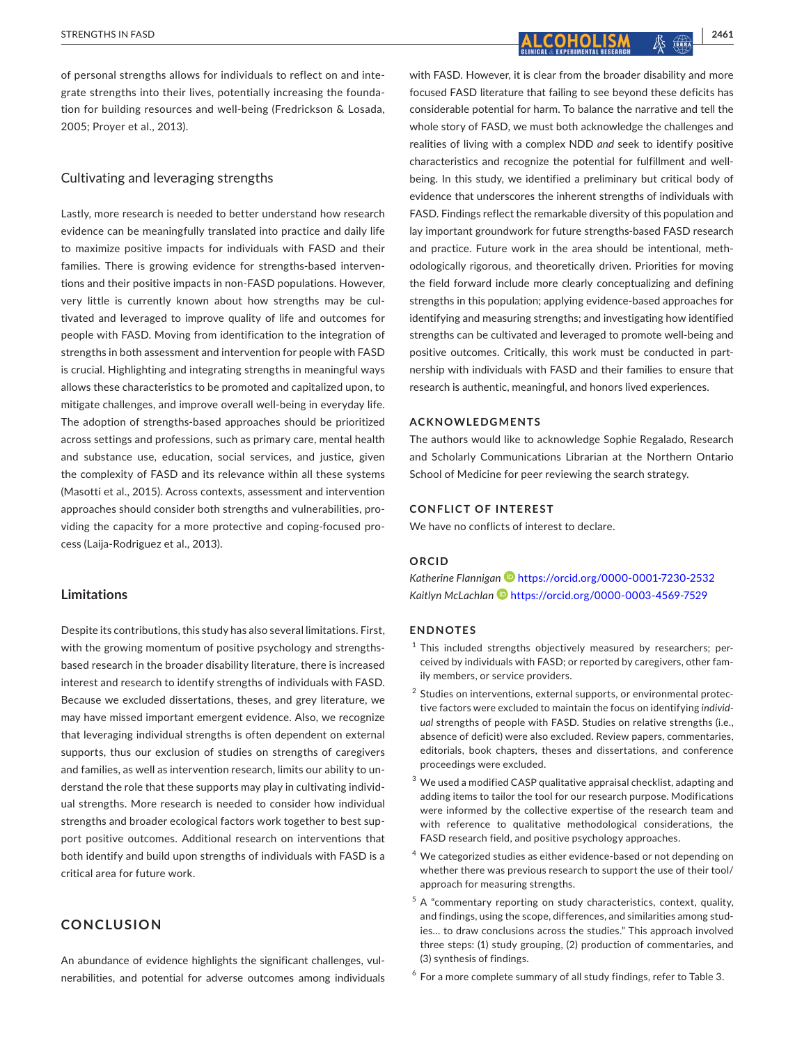of personal strengths allows for individuals to reflect on and integrate strengths into their lives, potentially increasing the foundation for building resources and well-being (Fredrickson & Losada, 2005; Proyer et al., 2013).

### Cultivating and leveraging strengths

Lastly, more research is needed to better understand how research evidence can be meaningfully translated into practice and daily life to maximize positive impacts for individuals with FASD and their families. There is growing evidence for strengths-based interventions and their positive impacts in non-FASD populations. However, very little is currently known about how strengths may be cultivated and leveraged to improve quality of life and outcomes for people with FASD. Moving from identification to the integration of strengths in both assessment and intervention for people with FASD is crucial. Highlighting and integrating strengths in meaningful ways allows these characteristics to be promoted and capitalized upon, to mitigate challenges, and improve overall well-being in everyday life. The adoption of strengths-based approaches should be prioritized across settings and professions, such as primary care, mental health and substance use, education, social services, and justice, given the complexity of FASD and its relevance within all these systems (Masotti et al., 2015). Across contexts, assessment and intervention approaches should consider both strengths and vulnerabilities, providing the capacity for a more protective and coping-focused process (Laija-Rodriguez et al., 2013).

## Limitations

Despite its contributions, this study has also several limitations. First, with the growing momentum of positive psychology and strengths-based research in the broader disability literature, there is increased interest and research to identify strengths of individuals with FASD. Because we excluded dissertations, theses, and grey literature, we may have missed important emergent evidence. Also, we recognize that leveraging individual strengths is often dependent on external supports, thus our exclusion of studies on strengths of caregivers and families, as well as intervention research, limits our ability to understand the role that these supports may play in cultivating individual strengths. More research is needed to consider how individual strengths and broader ecological factors work together to best support positive outcomes. Additional research on interventions that both identify and build upon strengths of individuals with FASD is a critical area for future work.

# CONCLUSION

An abundance of evidence highlights the significant challenges, vulnerabilities, and potential for adverse outcomes among individuals with FASD. However, it is clear from the broader disability and more focused FASD literature that failing to see beyond these deficits has considerable potential for harm. To balance the narrative and tell the whole story of FASD, we must both acknowledge the challenges and realities of living with a complex NDD *and* seek to identify positive characteristics and recognize the potential for fulfillment and well-being. In this study, we identified a preliminary but critical body of evidence that underscores the inherent strengths of individuals with FASD. Findings reflect the remarkable diversity of this population and lay important groundwork for future strengths-based FASD research and practice. Future work in the area should be intentional, methodologically rigorous, and theoretically driven. Priorities for moving the field forward include more clearly conceptualizing and defining strengths in this population; applying evidence-based approaches for identifying and measuring strengths; and investigating how identified strengths can be cultivated and leveraged to promote well-being and positive outcomes. Critically, this work must be conducted in partnership with individuals with FASD and their families to ensure that research is authentic, meaningful, and honors lived experiences.

## ACKNOWLEDGMENTS

The authors would like to acknowledge Sophie Regalado, Research and Scholarly Communications Librarian at the Northern Ontario School of Medicine for peer reviewing the search strategy.

## CONFLICT OF INTEREST

We have no conflicts of interest to declare.

## ORCID

*Katherine Flannigan* https://orcid.org/0000-0001-7230-2532
*Kaitlyn McLachlan* https://orcid.org/0000-0003-4569-7529

## ENDNOTES

[1] This included strengths objectively measured by researchers; perceived by individuals with FASD; or reported by caregivers, other family members, or service providers.

[2] Studies on interventions, external supports, or environmental protective factors were excluded to maintain the focus on identifying *individual* strengths of people with FASD. Studies on relative strengths (i.e., absence of deficit) were also excluded. Review papers, commentaries, editorials, book chapters, theses and dissertations, and conference proceedings were excluded.

[3] We used a modified CASP qualitative appraisal checklist, adapting and adding items to tailor the tool for our research purpose. Modifications were informed by the collective expertise of the research team and with reference to qualitative methodological considerations, the FASD research field, and positive psychology approaches.

[4] We categorized studies as either evidence-based or not depending on whether there was previous research to support the use of their tool/approach for measuring strengths.

[5] A "commentary reporting on study characteristics, context, quality, and findings, using the scope, differences, and similarities among studies… to draw conclusions across the studies." This approach involved three steps: (1) study grouping, (2) production of commentaries, and (3) synthesis of findings.

[6] For a more complete summary of all study findings, refer to Table 3.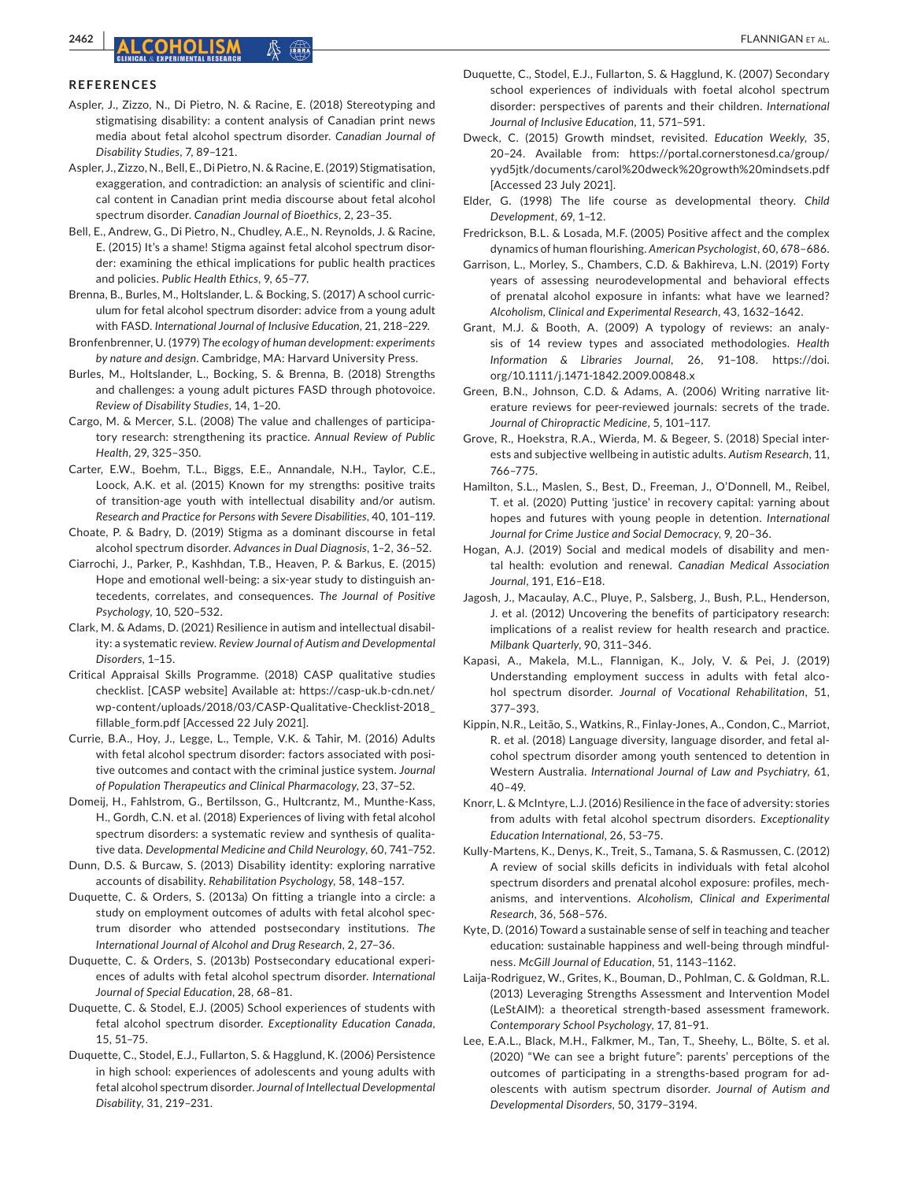## REFERENCES

Aspler, J., Zizzo, N., Di Pietro, N. & Racine, E. (2018) Stereotyping and stigmatising disability: a content analysis of Canadian print news media about fetal alcohol spectrum disorder. *Canadian Journal of Disability Studies*, 7, 89–121.

Aspler, J., Zizzo, N., Bell, E., Di Pietro, N. & Racine, E. (2019) Stigmatisation, exaggeration, and contradiction: an analysis of scientific and clinical content in Canadian print media discourse about fetal alcohol spectrum disorder. *Canadian Journal of Bioethics*, 2, 23–35.

Bell, E., Andrew, G., Di Pietro, N., Chudley, A.E., N. Reynolds, J. & Racine, E. (2015) It's a shame! Stigma against fetal alcohol spectrum disorder: examining the ethical implications for public health practices and policies. *Public Health Ethics*, 9, 65–77.

Brenna, B., Burles, M., Holtslander, L. & Bocking, S. (2017) A school curriculum for fetal alcohol spectrum disorder: advice from a young adult with FASD. *International Journal of Inclusive Education*, 21, 218–229.

Bronfenbrenner, U. (1979) *The ecology of human development: experiments by nature and design*. Cambridge, MA: Harvard University Press.

Burles, M., Holtslander, L., Bocking, S. & Brenna, B. (2018) Strengths and challenges: a young adult pictures FASD through photovoice. *Review of Disability Studies*, 14, 1–20.

Cargo, M. & Mercer, S.L. (2008) The value and challenges of participatory research: strengthening its practice. *Annual Review of Public Health*, 29, 325–350.

Carter, E.W., Boehm, T.L., Biggs, E.E., Annandale, N.H., Taylor, C.E., Loock, A.K. et al. (2015) Known for my strengths: positive traits of transition-age youth with intellectual disability and/or autism. *Research and Practice for Persons with Severe Disabilities*, 40, 101–119.

Choate, P. & Badry, D. (2019) Stigma as a dominant discourse in fetal alcohol spectrum disorder. *Advances in Dual Diagnosis*, 1–2, 36–52.

Ciarrochi, J., Parker, P., Kashhdan, T.B., Heaven, P. & Barkus, E. (2015) Hope and emotional well-being: a six-year study to distinguish antecedents, correlates, and consequences. *The Journal of Positive Psychology*, 10, 520–532.

Clark, M. & Adams, D. (2021) Resilience in autism and intellectual disability: a systematic review. *Review Journal of Autism and Developmental Disorders*, 1–15.

Critical Appraisal Skills Programme. (2018) CASP qualitative studies checklist. [CASP website] Available at: https://casp-uk.b-cdn.net/wp-content/uploads/2018/03/CASP-Qualitative-Checklist-2018_fillable_form.pdf [Accessed 22 July 2021].

Currie, B.A., Hoy, J., Legge, L., Temple, V.K. & Tahir, M. (2016) Adults with fetal alcohol spectrum disorder: factors associated with positive outcomes and contact with the criminal justice system. *Journal of Population Therapeutics and Clinical Pharmacology*, 23, 37–52.

Domeij, H., Fahlstrom, G., Bertilsson, G., Hultcrantz, M., Munthe-Kass, H., Gordh, C.N. et al. (2018) Experiences of living with fetal alcohol spectrum disorders: a systematic review and synthesis of qualitative data. *Developmental Medicine and Child Neurology*, 60, 741–752.

Dunn, D.S. & Burcaw, S. (2013) Disability identity: exploring narrative accounts of disability. *Rehabilitation Psychology*, 58, 148–157.

Duquette, C. & Orders, S. (2013a) On fitting a triangle into a circle: a study on employment outcomes of adults with fetal alcohol spectrum disorder who attended postsecondary institutions. *The International Journal of Alcohol and Drug Research*, 2, 27–36.

Duquette, C. & Orders, S. (2013b) Postsecondary educational experiences of adults with fetal alcohol spectrum disorder. *International Journal of Special Education*, 28, 68–81.

Duquette, C. & Stodel, E.J. (2005) School experiences of students with fetal alcohol spectrum disorder. *Exceptionality Education Canada*, 15, 51–75.

Duquette, C., Stodel, E.J., Fullarton, S. & Hagglund, K. (2006) Persistence in high school: experiences of adolescents and young adults with fetal alcohol spectrum disorder. *Journal of Intellectual Developmental Disability*, 31, 219–231.

Duquette, C., Stodel, E.J., Fullarton, S. & Hagglund, K. (2007) Secondary school experiences of individuals with foetal alcohol spectrum disorder: perspectives of parents and their children. *International Journal of Inclusive Education*, 11, 571–591.

Dweck, C. (2015) Growth mindset, revisited. *Education Weekly*, 35, 20–24. Available from: https://portal.cornerstonesd.ca/group/yyd5jtk/documents/carol%20dweck%20growth%20mindsets.pdf [Accessed 23 July 2021].

Elder, G. (1998) The life course as developmental theory. *Child Development*, 69, 1–12.

Fredrickson, B.L. & Losada, M.F. (2005) Positive affect and the complex dynamics of human flourishing. *American Psychologist*, 60, 678–686.

Garrison, L., Morley, S., Chambers, C.D. & Bakhireva, L.N. (2019) Forty years of assessing neurodevelopmental and behavioral effects of prenatal alcohol exposure in infants: what have we learned? *Alcoholism, Clinical and Experimental Research*, 43, 1632–1642.

Grant, M.J. & Booth, A. (2009) A typology of reviews: an analysis of 14 review types and associated methodologies. *Health Information & Libraries Journal*, 26, 91–108. https://doi.org/10.1111/j.1471-1842.2009.00848.x

Green, B.N., Johnson, C.D. & Adams, A. (2006) Writing narrative literature reviews for peer-reviewed journals: secrets of the trade. *Journal of Chiropractic Medicine*, 5, 101–117.

Grove, R., Hoekstra, R.A., Wierda, M. & Begeer, S. (2018) Special interests and subjective wellbeing in autistic adults. *Autism Research*, 11, 766–775.

Hamilton, S.L., Maslen, S., Best, D., Freeman, J., O'Donnell, M., Reibel, T. et al. (2020) Putting 'justice' in recovery capital: yarning about hopes and futures with young people in detention. *International Journal for Crime Justice and Social Democracy*, 9, 20–36.

Hogan, A.J. (2019) Social and medical models of disability and mental health: evolution and renewal. *Canadian Medical Association Journal*, 191, E16–E18.

Jagosh, J., Macaulay, A.C., Pluye, P., Salsberg, J., Bush, P.L., Henderson, J. et al. (2012) Uncovering the benefits of participatory research: implications of a realist review for health research and practice. *Milbank Quarterly*, 90, 311–346.

Kapasi, A., Makela, M.L., Flannigan, K., Joly, V. & Pei, J. (2019) Understanding employment success in adults with fetal alcohol spectrum disorder. *Journal of Vocational Rehabilitation*, 51, 377–393.

Kippin, N.R., Leitão, S., Watkins, R., Finlay-Jones, A., Condon, C., Marriot, R. et al. (2018) Language diversity, language disorder, and fetal alcohol spectrum disorder among youth sentenced to detention in Western Australia. *International Journal of Law and Psychiatry*, 61, 40–49.

Knorr, L. & McIntyre, L.J. (2016) Resilience in the face of adversity: stories from adults with fetal alcohol spectrum disorders. *Exceptionality Education International*, 26, 53–75.

Kully-Martens, K., Denys, K., Treit, S., Tamana, S. & Rasmussen, C. (2012) A review of social skills deficits in individuals with fetal alcohol spectrum disorders and prenatal alcohol exposure: profiles, mechanisms, and interventions. *Alcoholism, Clinical and Experimental Research*, 36, 568–576.

Kyte, D. (2016) Toward a sustainable sense of self in teaching and teacher education: sustainable happiness and well-being through mindfulness. *McGill Journal of Education*, 51, 1143–1162.

Laija-Rodriguez, W., Grites, K., Bouman, D., Pohlman, C. & Goldman, R.L. (2013) Leveraging Strengths Assessment and Intervention Model (LeStAIM): a theoretical strength-based assessment framework. *Contemporary School Psychology*, 17, 81–91.

Lee, E.A.L., Black, M.H., Falkmer, M., Tan, T., Sheehy, L., Bölte, S. et al. (2020) "We can see a bright future": parents' perceptions of the outcomes of participating in a strengths-based program for adolescents with autism spectrum disorder. *Journal of Autism and Developmental Disorders*, 50, 3179–3194.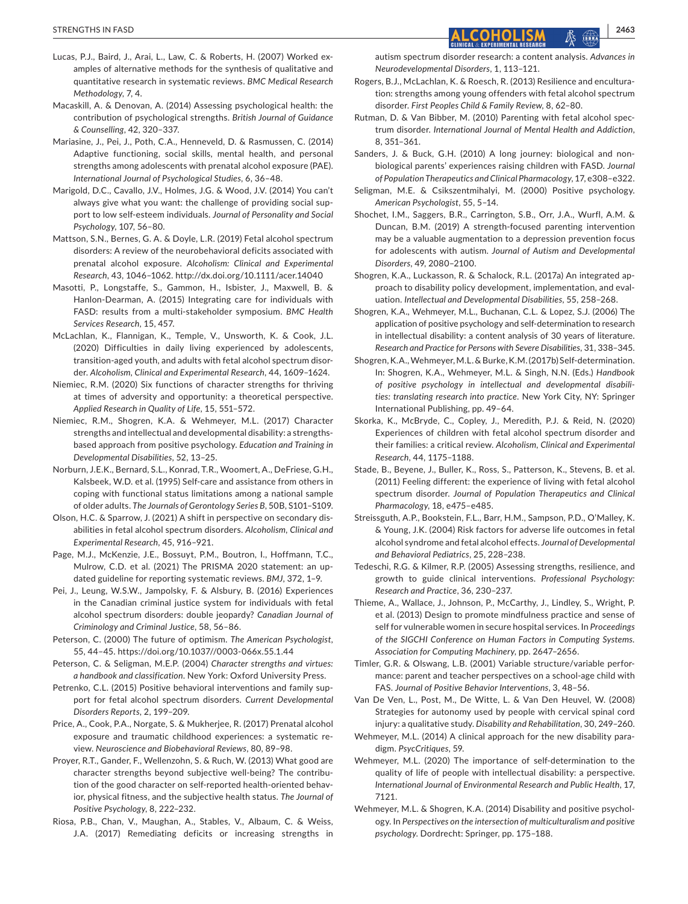Lucas, P.J., Baird, J., Arai, L., Law, C. & Roberts, H. (2007) Worked examples of alternative methods for the synthesis of qualitative and quantitative research in systematic reviews. *BMC Medical Research Methodology*, 7, 4.

Macaskill, A. & Denovan, A. (2014) Assessing psychological health: the contribution of psychological strengths. *British Journal of Guidance & Counselling*, 42, 320–337.

Mariasine, J., Pei, J., Poth, C.A., Henneveld, D. & Rasmussen, C. (2014) Adaptive functioning, social skills, mental health, and personal strengths among adolescents with prenatal alcohol exposure (PAE). *International Journal of Psychological Studies*, 6, 36–48.

Marigold, D.C., Cavallo, J.V., Holmes, J.G. & Wood, J.V. (2014) You can't always give what you want: the challenge of providing social support to low self-esteem individuals. *Journal of Personality and Social Psychology*, 107, 56–80.

Mattson, S.N., Bernes, G. A. & Doyle, L.R. (2019) Fetal alcohol spectrum disorders: A review of the neurobehavioral deficits associated with prenatal alcohol exposure. *Alcoholism: Clinical and Experimental Research*, 43, 1046–1062. http://dx.doi.org/10.1111/acer.14040

Masotti, P., Longstaffe, S., Gammon, H., Isbister, J., Maxwell, B. & Hanlon-Dearman, A. (2015) Integrating care for individuals with FASD: results from a multi-stakeholder symposium. *BMC Health Services Research*, 15, 457.

McLachlan, K., Flannigan, K., Temple, V., Unsworth, K. & Cook, J.L. (2020) Difficulties in daily living experienced by adolescents, transition-aged youth, and adults with fetal alcohol spectrum disorder. *Alcoholism, Clinical and Experimental Research*, 44, 1609–1624.

Niemiec, R.M. (2020) Six functions of character strengths for thriving at times of adversity and opportunity: a theoretical perspective. *Applied Research in Quality of Life*, 15, 551–572.

Niemiec, R.M., Shogren, K.A. & Wehmeyer, M.L. (2017) Character strengths and intellectual and developmental disability: a strengths-based approach from positive psychology. *Education and Training in Developmental Disabilities*, 52, 13–25.

Norburn, J.E.K., Bernard, S.L., Konrad, T.R., Woomert, A., DeFriese, G.H., Kalsbeek, W.D. et al. (1995) Self-care and assistance from others in coping with functional status limitations among a national sample of older adults. *The Journals of Gerontology Series B*, 50B, S101–S109.

Olson, H.C. & Sparrow, J. (2021) A shift in perspective on secondary disabilities in fetal alcohol spectrum disorders. *Alcoholism, Clinical and Experimental Research*, 45, 916–921.

Page, M.J., McKenzie, J.E., Bossuyt, P.M., Boutron, I., Hoffmann, T.C., Mulrow, C.D. et al. (2021) The PRISMA 2020 statement: an updated guideline for reporting systematic reviews. *BMJ*, 372, 1–9.

Pei, J., Leung, W.S.W., Jampolsky, F. & Alsbury, B. (2016) Experiences in the Canadian criminal justice system for individuals with fetal alcohol spectrum disorders: double jeopardy? *Canadian Journal of Criminology and Criminal Justice*, 58, 56–86.

Peterson, C. (2000) The future of optimism. *The American Psychologist*, 55, 44–45. https://doi.org/10.1037//0003-066x.55.1.44

Peterson, C. & Seligman, M.E.P. (2004) *Character strengths and virtues: a handbook and classification*. New York: Oxford University Press.

Petrenko, C.L. (2015) Positive behavioral interventions and family support for fetal alcohol spectrum disorders. *Current Developmental Disorders Reports*, 2, 199–209.

Price, A., Cook, P.A., Norgate, S. & Mukherjee, R. (2017) Prenatal alcohol exposure and traumatic childhood experiences: a systematic review. *Neuroscience and Biobehavioral Reviews*, 80, 89–98.

Proyer, R.T., Gander, F., Wellenzohn, S. & Ruch, W. (2013) What good are character strengths beyond subjective well-being? The contribution of the good character on self-reported health-oriented behavior, physical fitness, and the subjective health status. *The Journal of Positive Psychology*, 8, 222–232.

Riosa, P.B., Chan, V., Maughan, A., Stables, V., Albaum, C. & Weiss, J.A. (2017) Remediating deficits or increasing strengths in autism spectrum disorder research: a content analysis. *Advances in Neurodevelopmental Disorders*, 1, 113–121.

Rogers, B.J., McLachlan, K. & Roesch, R. (2013) Resilience and enculturation: strengths among young offenders with fetal alcohol spectrum disorder. *First Peoples Child & Family Review*, 8, 62–80.

Rutman, D. & Van Bibber, M. (2010) Parenting with fetal alcohol spectrum disorder. *International Journal of Mental Health and Addiction*, 8, 351–361.

Sanders, J. & Buck, G.H. (2010) A long journey: biological and non-biological parents' experiences raising children with FASD. *Journal of Population Therapeutics and Clinical Pharmacology*, 17, e308–e322.

Seligman, M.E. & Csikszentmihalyi, M. (2000) Positive psychology. *American Psychologist*, 55, 5–14.

Shochet, I.M., Saggers, B.R., Carrington, S.B., Orr, J.A., Wurfl, A.M. & Duncan, B.M. (2019) A strength-focused parenting intervention may be a valuable augmentation to a depression prevention focus for adolescents with autism. *Journal of Autism and Developmental Disorders*, 49, 2080–2100.

Shogren, K.A., Luckasson, R. & Schalock, R.L. (2017a) An integrated approach to disability policy development, implementation, and evaluation. *Intellectual and Developmental Disabilities*, 55, 258–268.

Shogren, K.A., Wehmeyer, M.L., Buchanan, C.L. & Lopez, S.J. (2006) The application of positive psychology and self-determination to research in intellectual disability: a content analysis of 30 years of literature. *Research and Practice for Persons with Severe Disabilities*, 31, 338–345.

Shogren, K.A., Wehmeyer, M.L. & Burke, K.M. (2017b) Self-determination. In: Shogren, K.A., Wehmeyer, M.L. & Singh, N.N. (Eds.) *Handbook of positive psychology in intellectual and developmental disabilities: translating research into practice*. New York City, NY: Springer International Publishing, pp. 49–64.

Skorka, K., McBryde, C., Copley, J., Meredith, P.J. & Reid, N. (2020) Experiences of children with fetal alcohol spectrum disorder and their families: a critical review. *Alcoholism, Clinical and Experimental Research*, 44, 1175–1188.

Stade, B., Beyene, J., Buller, K., Ross, S., Patterson, K., Stevens, B. et al. (2011) Feeling different: the experience of living with fetal alcohol spectrum disorder. *Journal of Population Therapeutics and Clinical Pharmacology*, 18, e475–e485.

Streissguth, A.P., Bookstein, F.L., Barr, H.M., Sampson, P.D., O'Malley, K. & Young, J.K. (2004) Risk factors for adverse life outcomes in fetal alcohol syndrome and fetal alcohol effects. *Journal of Developmental and Behavioral Pediatrics*, 25, 228–238.

Tedeschi, R.G. & Kilmer, R.P. (2005) Assessing strengths, resilience, and growth to guide clinical interventions. *Professional Psychology: Research and Practice*, 36, 230–237.

Thieme, A., Wallace, J., Johnson, P., McCarthy, J., Lindley, S., Wright, P. et al. (2013) Design to promote mindfulness practice and sense of self for vulnerable women in secure hospital services. In *Proceedings of the SIGCHI Conference on Human Factors in Computing Systems. Association for Computing Machinery*, pp. 2647–2656.

Timler, G.R. & Olswang, L.B. (2001) Variable structure/variable performance: parent and teacher perspectives on a school-age child with FAS. *Journal of Positive Behavior Interventions*, 3, 48–56.

Van De Ven, L., Post, M., De Witte, L. & Van Den Heuvel, W. (2008) Strategies for autonomy used by people with cervical spinal cord injury: a qualitative study. *Disability and Rehabilitation*, 30, 249–260.

Wehmeyer, M.L. (2014) A clinical approach for the new disability paradigm. *PsycCritiques*, 59.

Wehmeyer, M.L. (2020) The importance of self-determination to the quality of life of people with intellectual disability: a perspective. *International Journal of Environmental Research and Public Health*, 17, 7121.

Wehmeyer, M.L. & Shogren, K.A. (2014) Disability and positive psychology. In *Perspectives on the intersection of multiculturalism and positive psychology*. Dordrecht: Springer, pp. 175–188.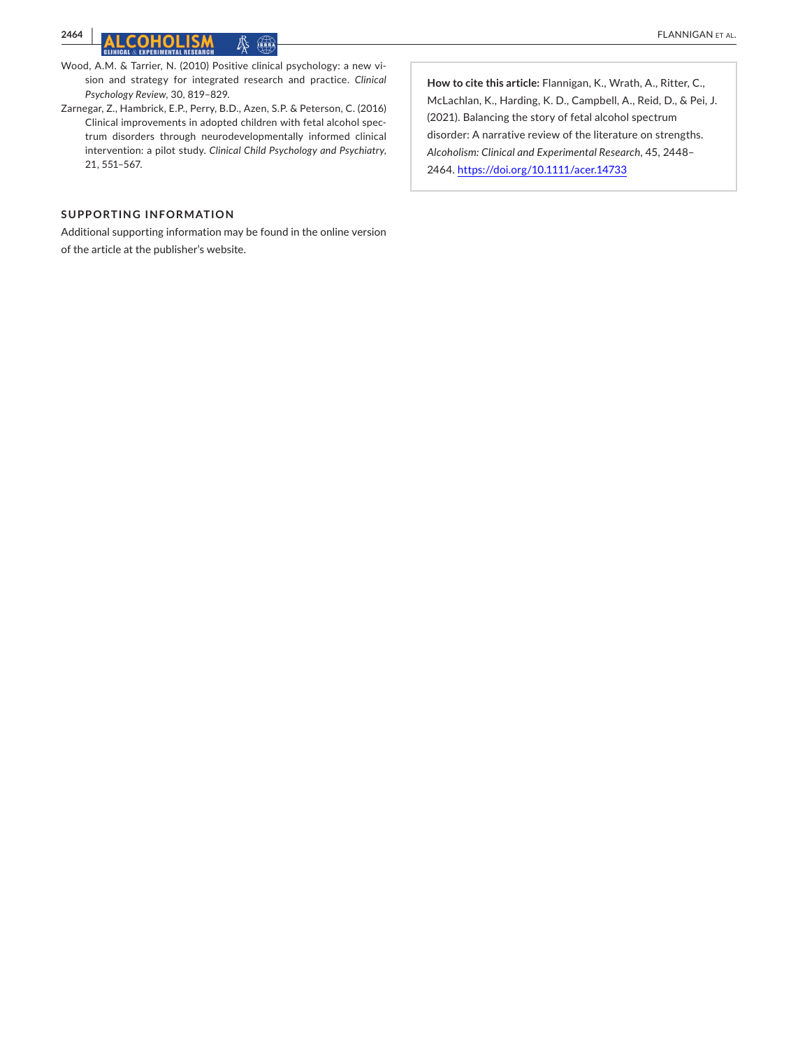Wood, A.M. & Tarrier, N. (2010) Positive clinical psychology: a new vision and strategy for integrated research and practice. *Clinical Psychology Review*, 30, 819–829.

Zarnegar, Z., Hambrick, E.P., Perry, B.D., Azen, S.P. & Peterson, C. (2016) Clinical improvements in adopted children with fetal alcohol spectrum disorders through neurodevelopmentally informed clinical intervention: a pilot study. *Clinical Child Psychology and Psychiatry*, 21, 551–567.

## SUPPORTING INFORMATION

Additional supporting information may be found in the online version of the article at the publisher's website.

**How to cite this article:** Flannigan, K., Wrath, A., Ritter, C., McLachlan, K., Harding, K. D., Campbell, A., Reid, D., & Pei, J. (2021). Balancing the story of fetal alcohol spectrum disorder: A narrative review of the literature on strengths. *Alcoholism: Clinical and Experimental Research*, 45, 2448–2464. https://doi.org/10.1111/acer.14733